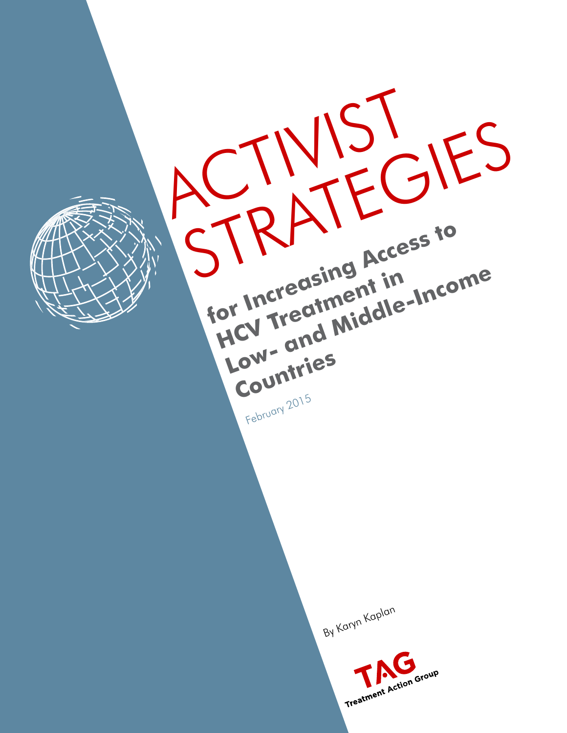# ACTIVIST STRATEGIES

## for Increasing Access to HCV Treatment in Low- and Middle-Income Countries

February 2015

By Karyn Kaplan

TAG
Treatment Action Group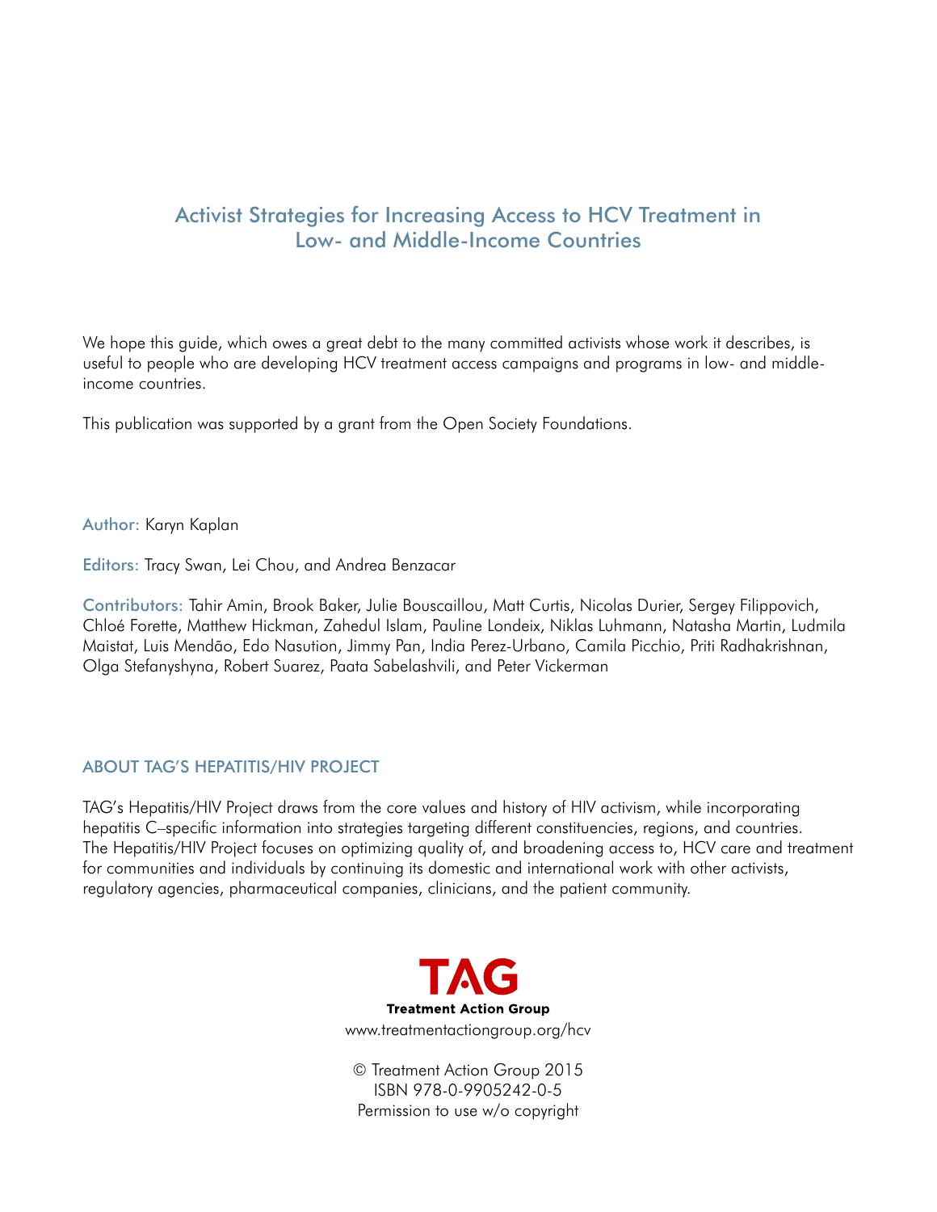## Activist Strategies for Increasing Access to HCV Treatment in Low- and Middle-Income Countries

We hope this guide, which owes a great debt to the many committed activists whose work it describes, is useful to people who are developing HCV treatment access campaigns and programs in low- and middle-income countries.

This publication was supported by a grant from the Open Society Foundations.

Author: Karyn Kaplan

Editors: Tracy Swan, Lei Chou, and Andrea Benzacar

Contributors: Tahir Amin, Brook Baker, Julie Bouscaillou, Matt Curtis, Nicolas Durier, Sergey Filippovich, Chloé Forette, Matthew Hickman, Zahedul Islam, Pauline Londeix, Niklas Luhmann, Natasha Martin, Ludmila Maistat, Luis Mendão, Edo Nasution, Jimmy Pan, India Perez-Urbano, Camila Picchio, Priti Radhakrishnan, Olga Stefanyshyna, Robert Suarez, Paata Sabelashvili, and Peter Vickerman

### ABOUT TAG'S HEPATITIS/HIV PROJECT

TAG's Hepatitis/HIV Project draws from the core values and history of HIV activism, while incorporating hepatitis C–specific information into strategies targeting different constituencies, regions, and countries. The Hepatitis/HIV Project focuses on optimizing quality of, and broadening access to, HCV care and treatment for communities and individuals by continuing its domestic and international work with other activists, regulatory agencies, pharmaceutical companies, clinicians, and the patient community.

TAG
Treatment Action Group
www.treatmentactiongroup.org/hcv

© Treatment Action Group 2015
ISBN 978-0-9905242-0-5
Permission to use w/o copyright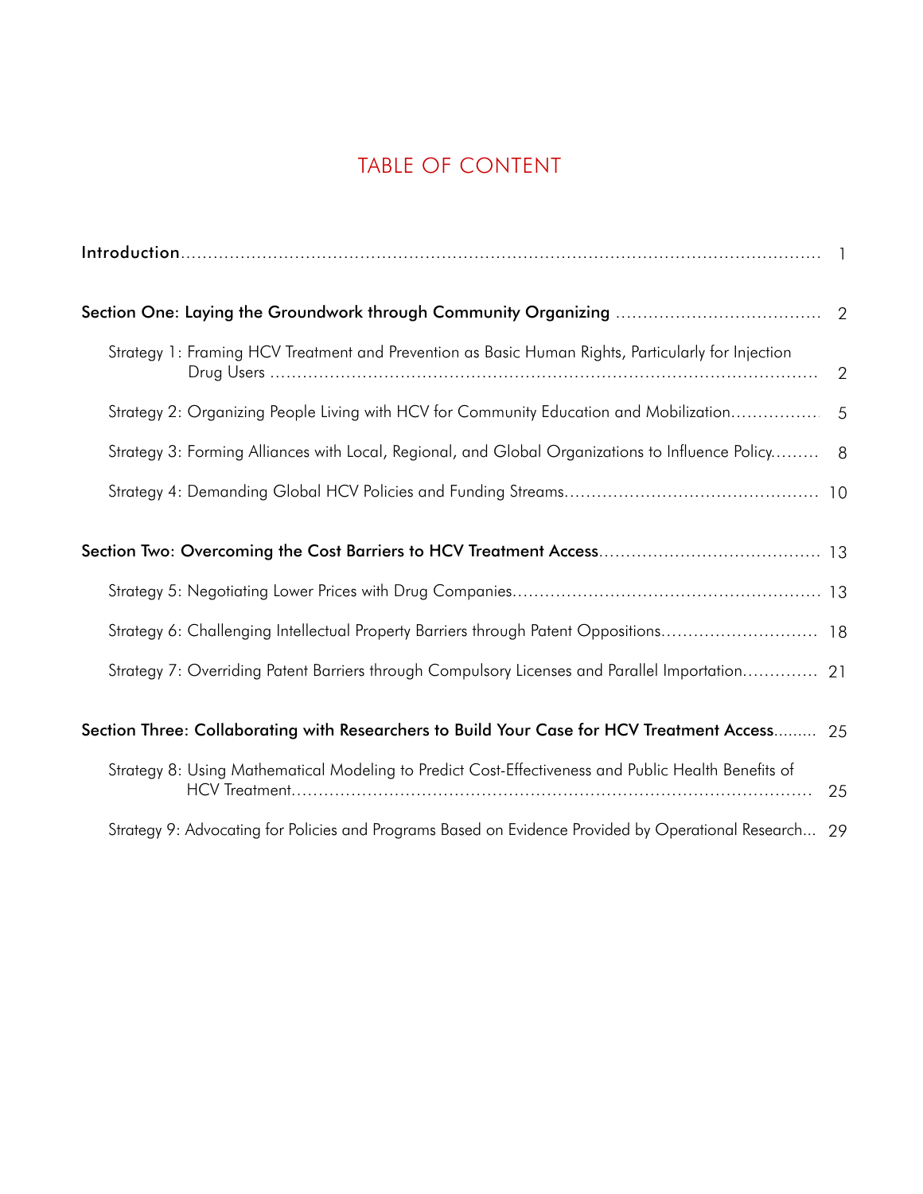# TABLE OF CONTENT

Introduction ........ 1

**Section One: Laying the Groundwork through Community Organizing** ........ 2

- Strategy 1: Framing HCV Treatment and Prevention as Basic Human Rights, Particularly for Injection Drug Users ........ 2
- Strategy 2: Organizing People Living with HCV for Community Education and Mobilization ........ 5
- Strategy 3: Forming Alliances with Local, Regional, and Global Organizations to Influence Policy ........ 8
- Strategy 4: Demanding Global HCV Policies and Funding Streams ........ 10

**Section Two: Overcoming the Cost Barriers to HCV Treatment Access** ........ 13

- Strategy 5: Negotiating Lower Prices with Drug Companies ........ 13
- Strategy 6: Challenging Intellectual Property Barriers through Patent Oppositions ........ 18
- Strategy 7: Overriding Patent Barriers through Compulsory Licenses and Parallel Importation ........ 21

**Section Three: Collaborating with Researchers to Build Your Case for HCV Treatment Access** ........ 25

- Strategy 8: Using Mathematical Modeling to Predict Cost-Effectiveness and Public Health Benefits of HCV Treatment ........ 25
- Strategy 9: Advocating for Policies and Programs Based on Evidence Provided by Operational Research ........ 29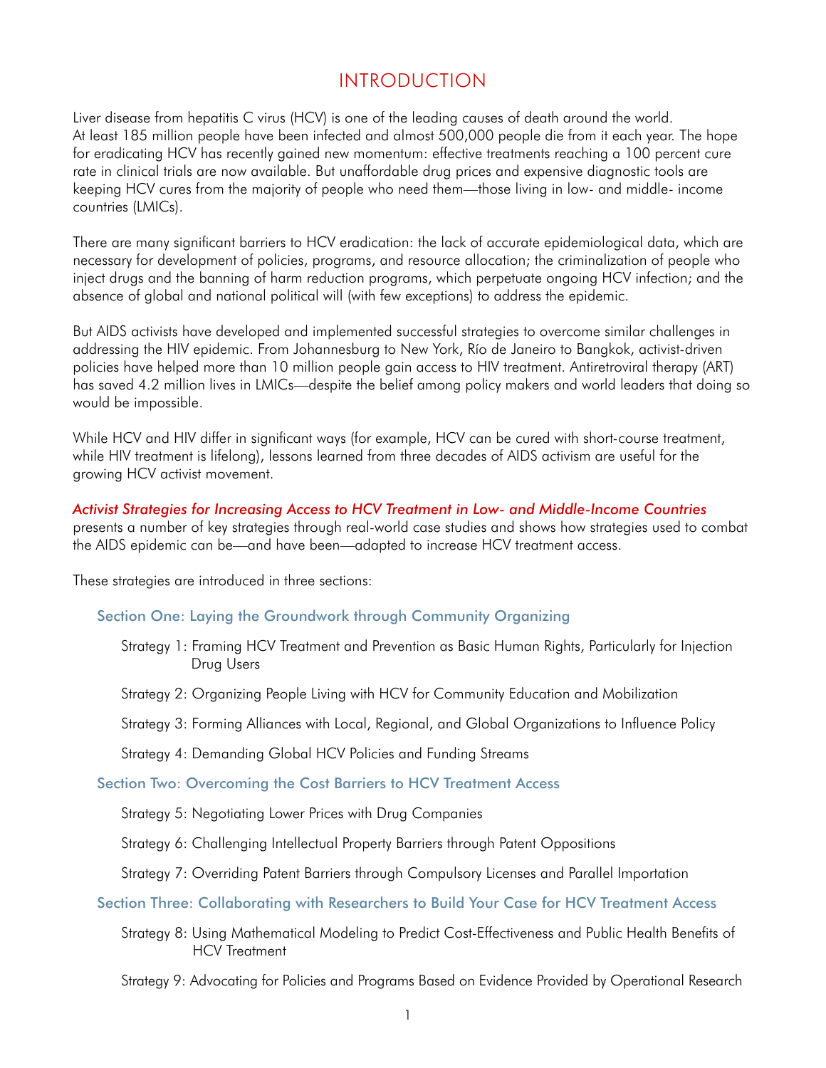# INTRODUCTION

Liver disease from hepatitis C virus (HCV) is one of the leading causes of death around the world. At least 185 million people have been infected and almost 500,000 people die from it each year. The hope for eradicating HCV has recently gained new momentum: effective treatments reaching a 100 percent cure rate in clinical trials are now available. But unaffordable drug prices and expensive diagnostic tools are keeping HCV cures from the majority of people who need them—those living in low- and middle- income countries (LMICs).

There are many significant barriers to HCV eradication: the lack of accurate epidemiological data, which are necessary for development of policies, programs, and resource allocation; the criminalization of people who inject drugs and the banning of harm reduction programs, which perpetuate ongoing HCV infection; and the absence of global and national political will (with few exceptions) to address the epidemic.

But AIDS activists have developed and implemented successful strategies to overcome similar challenges in addressing the HIV epidemic. From Johannesburg to New York, Río de Janeiro to Bangkok, activist-driven policies have helped more than 10 million people gain access to HIV treatment. Antiretroviral therapy (ART) has saved 4.2 million lives in LMICs—despite the belief among policy makers and world leaders that doing so would be impossible.

While HCV and HIV differ in significant ways (for example, HCV can be cured with short-course treatment, while HIV treatment is lifelong), lessons learned from three decades of AIDS activism are useful for the growing HCV activist movement.

***Activist Strategies for Increasing Access to HCV Treatment in Low- and Middle-Income Countries*** presents a number of key strategies through real-world case studies and shows how strategies used to combat the AIDS epidemic can be—and have been—adapted to increase HCV treatment access.

These strategies are introduced in three sections:

### Section One: Laying the Groundwork through Community Organizing

- Strategy 1: Framing HCV Treatment and Prevention as Basic Human Rights, Particularly for Injection Drug Users
- Strategy 2: Organizing People Living with HCV for Community Education and Mobilization
- Strategy 3: Forming Alliances with Local, Regional, and Global Organizations to Influence Policy
- Strategy 4: Demanding Global HCV Policies and Funding Streams

### Section Two: Overcoming the Cost Barriers to HCV Treatment Access

- Strategy 5: Negotiating Lower Prices with Drug Companies
- Strategy 6: Challenging Intellectual Property Barriers through Patent Oppositions
- Strategy 7: Overriding Patent Barriers through Compulsory Licenses and Parallel Importation

### Section Three: Collaborating with Researchers to Build Your Case for HCV Treatment Access

- Strategy 8: Using Mathematical Modeling to Predict Cost-Effectiveness and Public Health Benefits of HCV Treatment
- Strategy 9: Advocating for Policies and Programs Based on Evidence Provided by Operational Research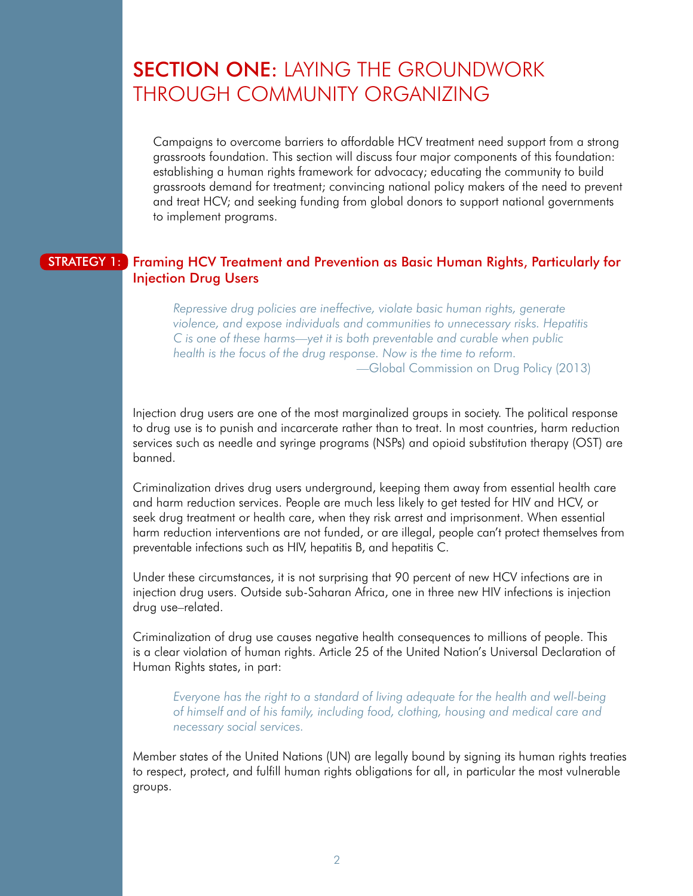# SECTION ONE: LAYING THE GROUNDWORK THROUGH COMMUNITY ORGANIZING

Campaigns to overcome barriers to affordable HCV treatment need support from a strong grassroots foundation. This section will discuss four major components of this foundation: establishing a human rights framework for advocacy; educating the community to build grassroots demand for treatment; convincing national policy makers of the need to prevent and treat HCV; and seeking funding from global donors to support national governments to implement programs.

## STRATEGY 1: Framing HCV Treatment and Prevention as Basic Human Rights, Particularly for Injection Drug Users

> *Repressive drug policies are ineffective, violate basic human rights, generate violence, and expose individuals and communities to unnecessary risks. Hepatitis C is one of these harms—yet it is both preventable and curable when public health is the focus of the drug response. Now is the time to reform.*
>
> —Global Commission on Drug Policy (2013)

Injection drug users are one of the most marginalized groups in society. The political response to drug use is to punish and incarcerate rather than to treat. In most countries, harm reduction services such as needle and syringe programs (NSPs) and opioid substitution therapy (OST) are banned.

Criminalization drives drug users underground, keeping them away from essential health care and harm reduction services. People are much less likely to get tested for HIV and HCV, or seek drug treatment or health care, when they risk arrest and imprisonment. When essential harm reduction interventions are not funded, or are illegal, people can't protect themselves from preventable infections such as HIV, hepatitis B, and hepatitis C.

Under these circumstances, it is not surprising that 90 percent of new HCV infections are in injection drug users. Outside sub-Saharan Africa, one in three new HIV infections is injection drug use–related.

Criminalization of drug use causes negative health consequences to millions of people. This is a clear violation of human rights. Article 25 of the United Nation's Universal Declaration of Human Rights states, in part:

> *Everyone has the right to a standard of living adequate for the health and well-being of himself and of his family, including food, clothing, housing and medical care and necessary social services.*

Member states of the United Nations (UN) are legally bound by signing its human rights treaties to respect, protect, and fulfill human rights obligations for all, in particular the most vulnerable groups.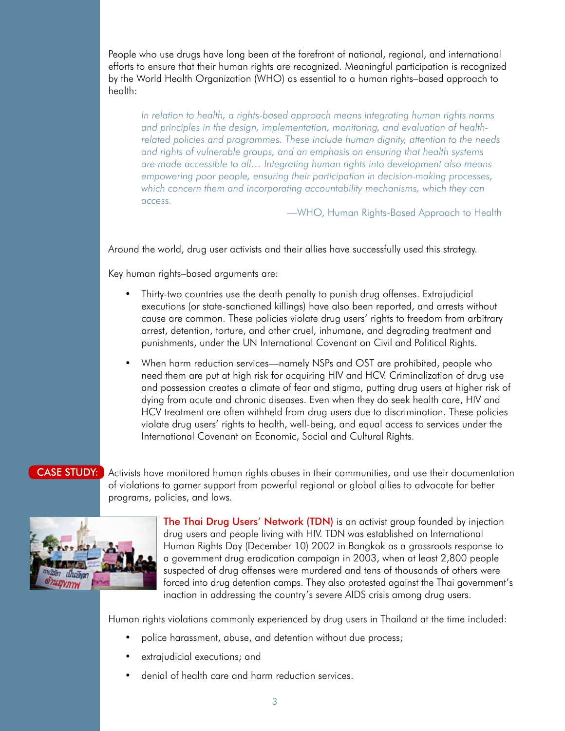People who use drugs have long been at the forefront of national, regional, and international efforts to ensure that their human rights are recognized. Meaningful participation is recognized by the World Health Organization (WHO) as essential to a human rights–based approach to health:

> *In relation to health, a rights-based approach means integrating human rights norms and principles in the design, implementation, monitoring, and evaluation of health-related policies and programmes. These include human dignity, attention to the needs and rights of vulnerable groups, and an emphasis on ensuring that health systems are made accessible to all… Integrating human rights into development also means empowering poor people, ensuring their participation in decision-making processes, which concern them and incorporating accountability mechanisms, which they can access.*
>
> —WHO, Human Rights-Based Approach to Health

Around the world, drug user activists and their allies have successfully used this strategy.

Key human rights–based arguments are:

- Thirty-two countries use the death penalty to punish drug offenses. Extrajudicial executions (or state-sanctioned killings) have also been reported, and arrests without cause are common. These policies violate drug users' rights to freedom from arbitrary arrest, detention, torture, and other cruel, inhumane, and degrading treatment and punishments, under the UN International Covenant on Civil and Political Rights.
- When harm reduction services—namely NSPs and OST are prohibited, people who need them are put at high risk for acquiring HIV and HCV. Criminalization of drug use and possession creates a climate of fear and stigma, putting drug users at higher risk of dying from acute and chronic diseases. Even when they do seek health care, HIV and HCV treatment are often withheld from drug users due to discrimination. These policies violate drug users' rights to health, well-being, and equal access to services under the International Covenant on Economic, Social and Cultural Rights.

**CASE STUDY:** Activists have monitored human rights abuses in their communities, and use their documentation of violations to garner support from powerful regional or global allies to advocate for better programs, policies, and laws.

**The Thai Drug Users' Network (TDN)** is an activist group founded by injection drug users and people living with HIV. TDN was established on International Human Rights Day (December 10) 2002 in Bangkok as a grassroots response to a government drug eradication campaign in 2003, when at least 2,800 people suspected of drug offenses were murdered and tens of thousands of others were forced into drug detention camps. They also protested against the Thai government's inaction in addressing the country's severe AIDS crisis among drug users.

Human rights violations commonly experienced by drug users in Thailand at the time included:

- police harassment, abuse, and detention without due process;
- extrajudicial executions; and
- denial of health care and harm reduction services.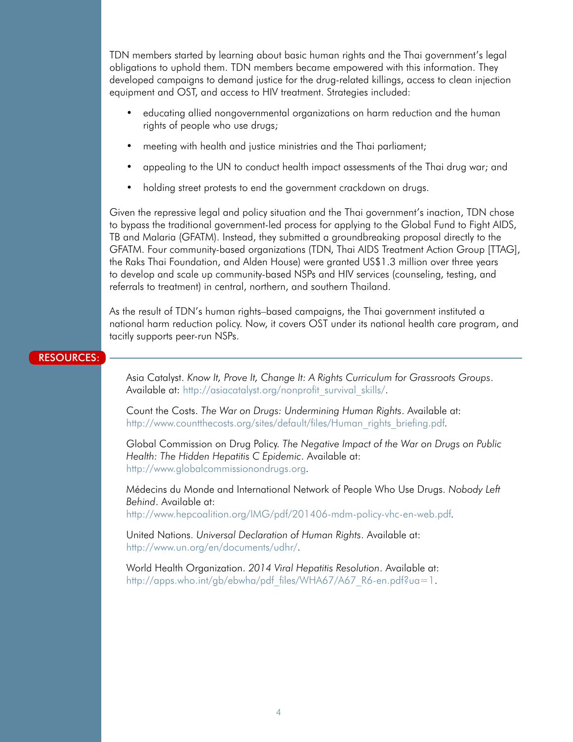TDN members started by learning about basic human rights and the Thai government's legal obligations to uphold them. TDN members became empowered with this information. They developed campaigns to demand justice for the drug-related killings, access to clean injection equipment and OST, and access to HIV treatment. Strategies included:

- educating allied nongovernmental organizations on harm reduction and the human rights of people who use drugs;
- meeting with health and justice ministries and the Thai parliament;
- appealing to the UN to conduct health impact assessments of the Thai drug war; and
- holding street protests to end the government crackdown on drugs.

Given the repressive legal and policy situation and the Thai government's inaction, TDN chose to bypass the traditional government-led process for applying to the Global Fund to Fight AIDS, TB and Malaria (GFATM). Instead, they submitted a groundbreaking proposal directly to the GFATM. Four community-based organizations (TDN, Thai AIDS Treatment Action Group [TTAG], the Raks Thai Foundation, and Alden House) were granted US$1.3 million over three years to develop and scale up community-based NSPs and HIV services (counseling, testing, and referrals to treatment) in central, northern, and southern Thailand.

As the result of TDN's human rights–based campaigns, the Thai government instituted a national harm reduction policy. Now, it covers OST under its national health care program, and tacitly supports peer-run NSPs.

## RESOURCES:

Asia Catalyst. *Know It, Prove It, Change It: A Rights Curriculum for Grassroots Groups*. Available at: http://asiacatalyst.org/nonprofit_survival_skills/.

Count the Costs. *The War on Drugs: Undermining Human Rights*. Available at: http://www.countthecosts.org/sites/default/files/Human_rights_briefing.pdf.

Global Commission on Drug Policy. *The Negative Impact of the War on Drugs on Public Health: The Hidden Hepatitis C Epidemic*. Available at: http://www.globalcommissionondrugs.org.

Médecins du Monde and International Network of People Who Use Drugs. *Nobody Left Behind*. Available at: http://www.hepcoalition.org/IMG/pdf/201406-mdm-policy-vhc-en-web.pdf.

United Nations. *Universal Declaration of Human Rights*. Available at: http://www.un.org/en/documents/udhr/.

World Health Organization. *2014 Viral Hepatitis Resolution*. Available at: http://apps.who.int/gb/ebwha/pdf_files/WHA67/A67_R6-en.pdf?ua=1.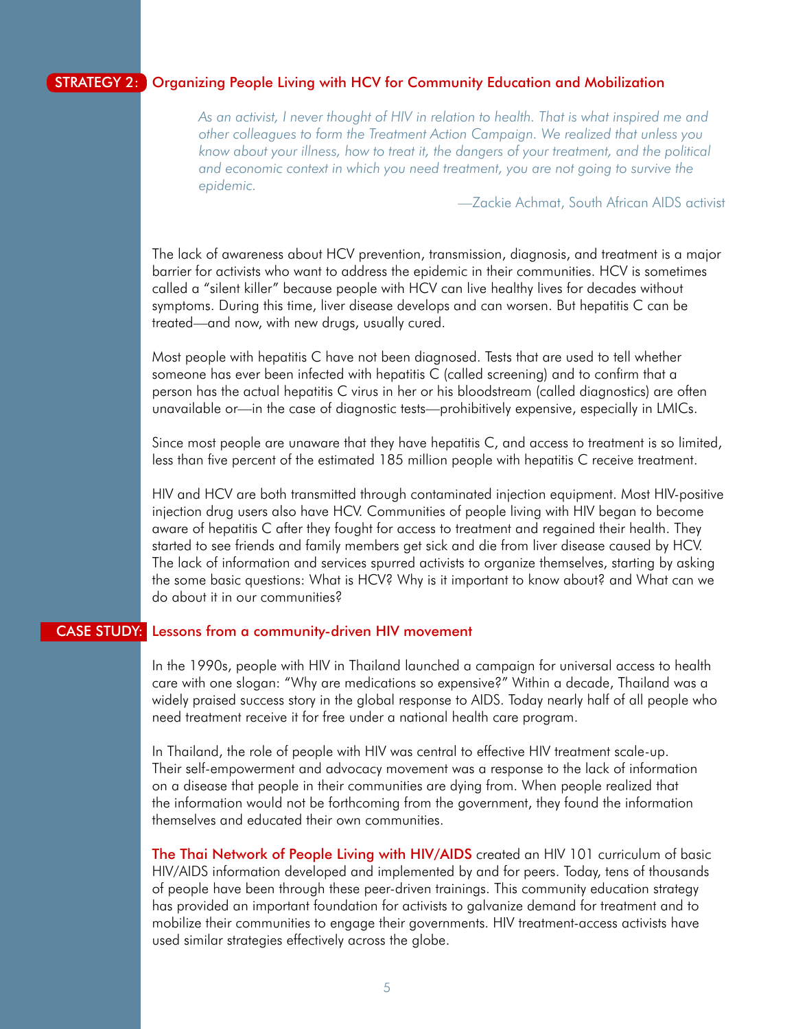## STRATEGY 2: Organizing People Living with HCV for Community Education and Mobilization

> *As an activist, I never thought of HIV in relation to health. That is what inspired me and other colleagues to form the Treatment Action Campaign. We realized that unless you know about your illness, how to treat it, the dangers of your treatment, and the political and economic context in which you need treatment, you are not going to survive the epidemic.*
>
> —Zackie Achmat, South African AIDS activist

The lack of awareness about HCV prevention, transmission, diagnosis, and treatment is a major barrier for activists who want to address the epidemic in their communities. HCV is sometimes called a "silent killer" because people with HCV can live healthy lives for decades without symptoms. During this time, liver disease develops and can worsen. But hepatitis C can be treated—and now, with new drugs, usually cured.

Most people with hepatitis C have not been diagnosed. Tests that are used to tell whether someone has ever been infected with hepatitis C (called screening) and to confirm that a person has the actual hepatitis C virus in her or his bloodstream (called diagnostics) are often unavailable or—in the case of diagnostic tests—prohibitively expensive, especially in LMICs.

Since most people are unaware that they have hepatitis C, and access to treatment is so limited, less than five percent of the estimated 185 million people with hepatitis C receive treatment.

HIV and HCV are both transmitted through contaminated injection equipment. Most HIV-positive injection drug users also have HCV. Communities of people living with HIV began to become aware of hepatitis C after they fought for access to treatment and regained their health. They started to see friends and family members get sick and die from liver disease caused by HCV. The lack of information and services spurred activists to organize themselves, starting by asking the some basic questions: What is HCV? Why is it important to know about? and What can we do about it in our communities?

### CASE STUDY: Lessons from a community-driven HIV movement

In the 1990s, people with HIV in Thailand launched a campaign for universal access to health care with one slogan: "Why are medications so expensive?" Within a decade, Thailand was a widely praised success story in the global response to AIDS. Today nearly half of all people who need treatment receive it for free under a national health care program.

In Thailand, the role of people with HIV was central to effective HIV treatment scale-up. Their self-empowerment and advocacy movement was a response to the lack of information on a disease that people in their communities are dying from. When people realized that the information would not be forthcoming from the government, they found the information themselves and educated their own communities.

**The Thai Network of People Living with HIV/AIDS** created an HIV 101 curriculum of basic HIV/AIDS information developed and implemented by and for peers. Today, tens of thousands of people have been through these peer-driven trainings. This community education strategy has provided an important foundation for activists to galvanize demand for treatment and to mobilize their communities to engage their governments. HIV treatment-access activists have used similar strategies effectively across the globe.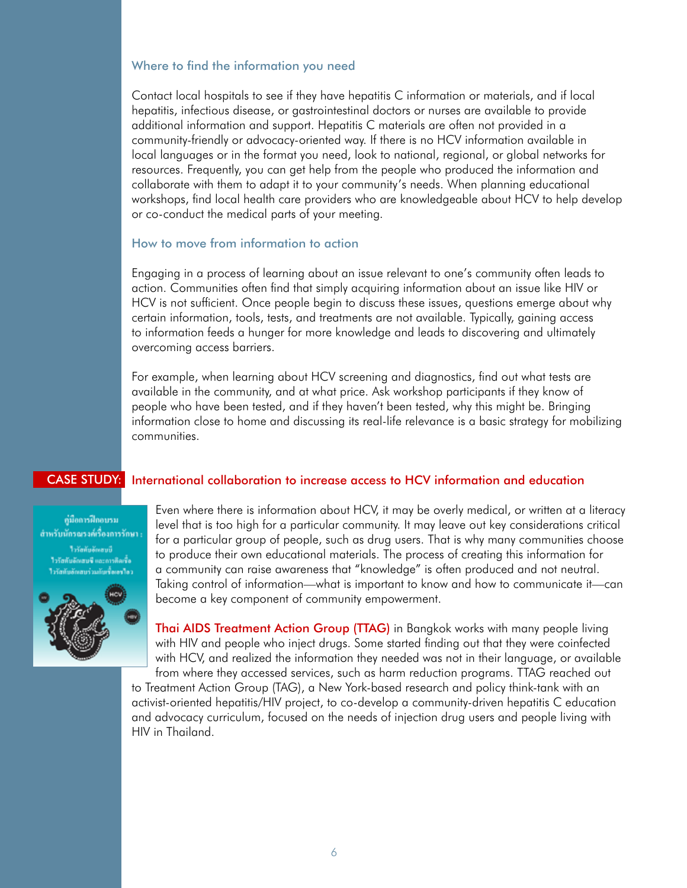## Where to find the information you need

Contact local hospitals to see if they have hepatitis C information or materials, and if local hepatitis, infectious disease, or gastrointestinal doctors or nurses are available to provide additional information and support. Hepatitis C materials are often not provided in a community-friendly or advocacy-oriented way. If there is no HCV information available in local languages or in the format you need, look to national, regional, or global networks for resources. Frequently, you can get help from the people who produced the information and collaborate with them to adapt it to your community's needs. When planning educational workshops, find local health care providers who are knowledgeable about HCV to help develop or co-conduct the medical parts of your meeting.

## How to move from information to action

Engaging in a process of learning about an issue relevant to one's community often leads to action. Communities often find that simply acquiring information about an issue like HIV or HCV is not sufficient. Once people begin to discuss these issues, questions emerge about why certain information, tools, tests, and treatments are not available. Typically, gaining access to information feeds a hunger for more knowledge and leads to discovering and ultimately overcoming access barriers.

For example, when learning about HCV screening and diagnostics, find out what tests are available in the community, and at what price. Ask workshop participants if they know of people who have been tested, and if they haven't been tested, why this might be. Bringing information close to home and discussing its real-life relevance is a basic strategy for mobilizing communities.

## CASE STUDY: International collaboration to increase access to HCV information and education

Even where there is information about HCV, it may be overly medical, or written at a literacy level that is too high for a particular community. It may leave out key considerations critical for a particular group of people, such as drug users. That is why many communities choose to produce their own educational materials. The process of creating this information for a community can raise awareness that "knowledge" is often produced and not neutral. Taking control of information—what is important to know and how to communicate it—can become a key component of community empowerment.

**Thai AIDS Treatment Action Group (TTAG)** in Bangkok works with many people living with HIV and people who inject drugs. Some started finding out that they were coinfected with HCV, and realized the information they needed was not in their language, or available from where they accessed services, such as harm reduction programs. TTAG reached out to Treatment Action Group (TAG), a New York-based research and policy think-tank with an activist-oriented hepatitis/HIV project, to co-develop a community-driven hepatitis C education and advocacy curriculum, focused on the needs of injection drug users and people living with HIV in Thailand.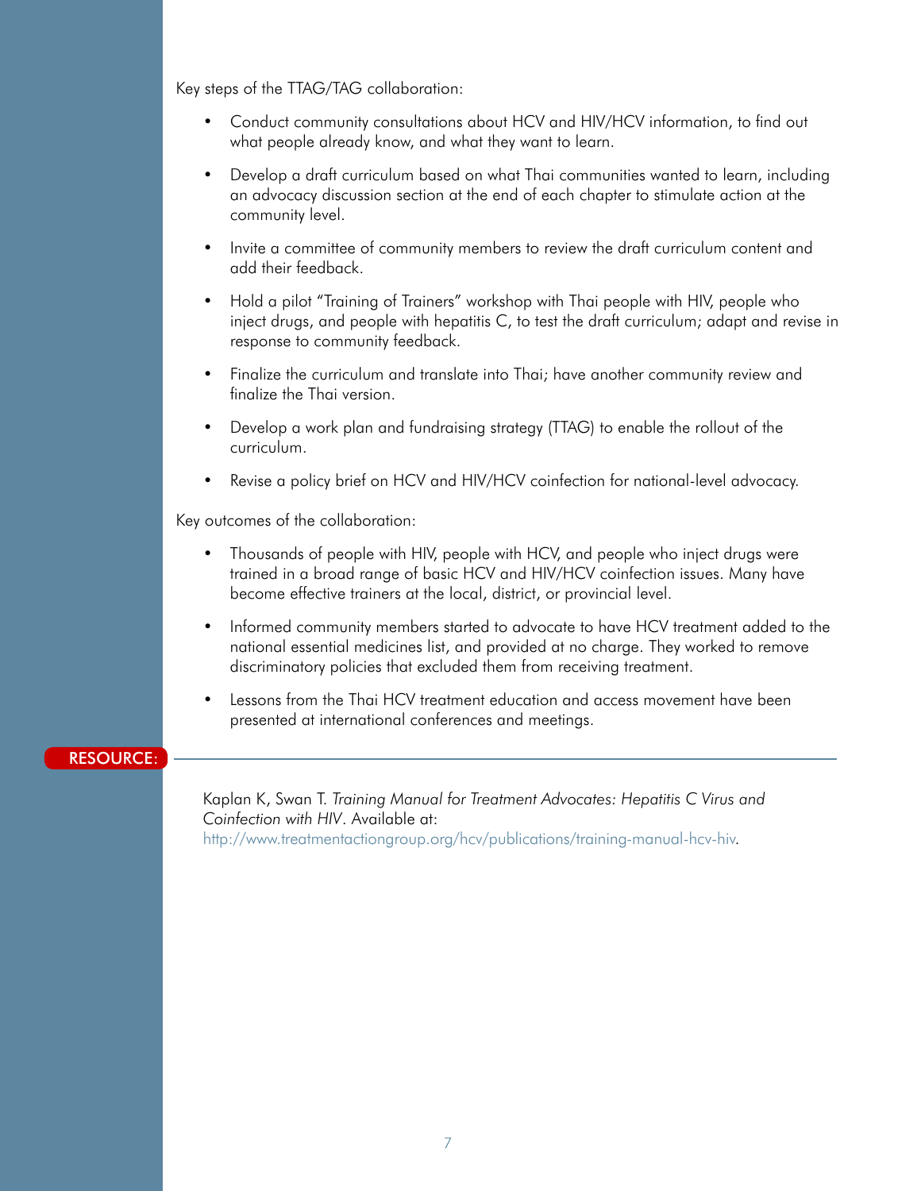Key steps of the TTAG/TAG collaboration:

- Conduct community consultations about HCV and HIV/HCV information, to find out what people already know, and what they want to learn.
- Develop a draft curriculum based on what Thai communities wanted to learn, including an advocacy discussion section at the end of each chapter to stimulate action at the community level.
- Invite a committee of community members to review the draft curriculum content and add their feedback.
- Hold a pilot "Training of Trainers" workshop with Thai people with HIV, people who inject drugs, and people with hepatitis C, to test the draft curriculum; adapt and revise in response to community feedback.
- Finalize the curriculum and translate into Thai; have another community review and finalize the Thai version.
- Develop a work plan and fundraising strategy (TTAG) to enable the rollout of the curriculum.
- Revise a policy brief on HCV and HIV/HCV coinfection for national-level advocacy.

Key outcomes of the collaboration:

- Thousands of people with HIV, people with HCV, and people who inject drugs were trained in a broad range of basic HCV and HIV/HCV coinfection issues. Many have become effective trainers at the local, district, or provincial level.
- Informed community members started to advocate to have HCV treatment added to the national essential medicines list, and provided at no charge. They worked to remove discriminatory policies that excluded them from receiving treatment.
- Lessons from the Thai HCV treatment education and access movement have been presented at international conferences and meetings.

**RESOURCE:**

Kaplan K, Swan T. *Training Manual for Treatment Advocates: Hepatitis C Virus and Coinfection with HIV*. Available at: http://www.treatmentactiongroup.org/hcv/publications/training-manual-hcv-hiv.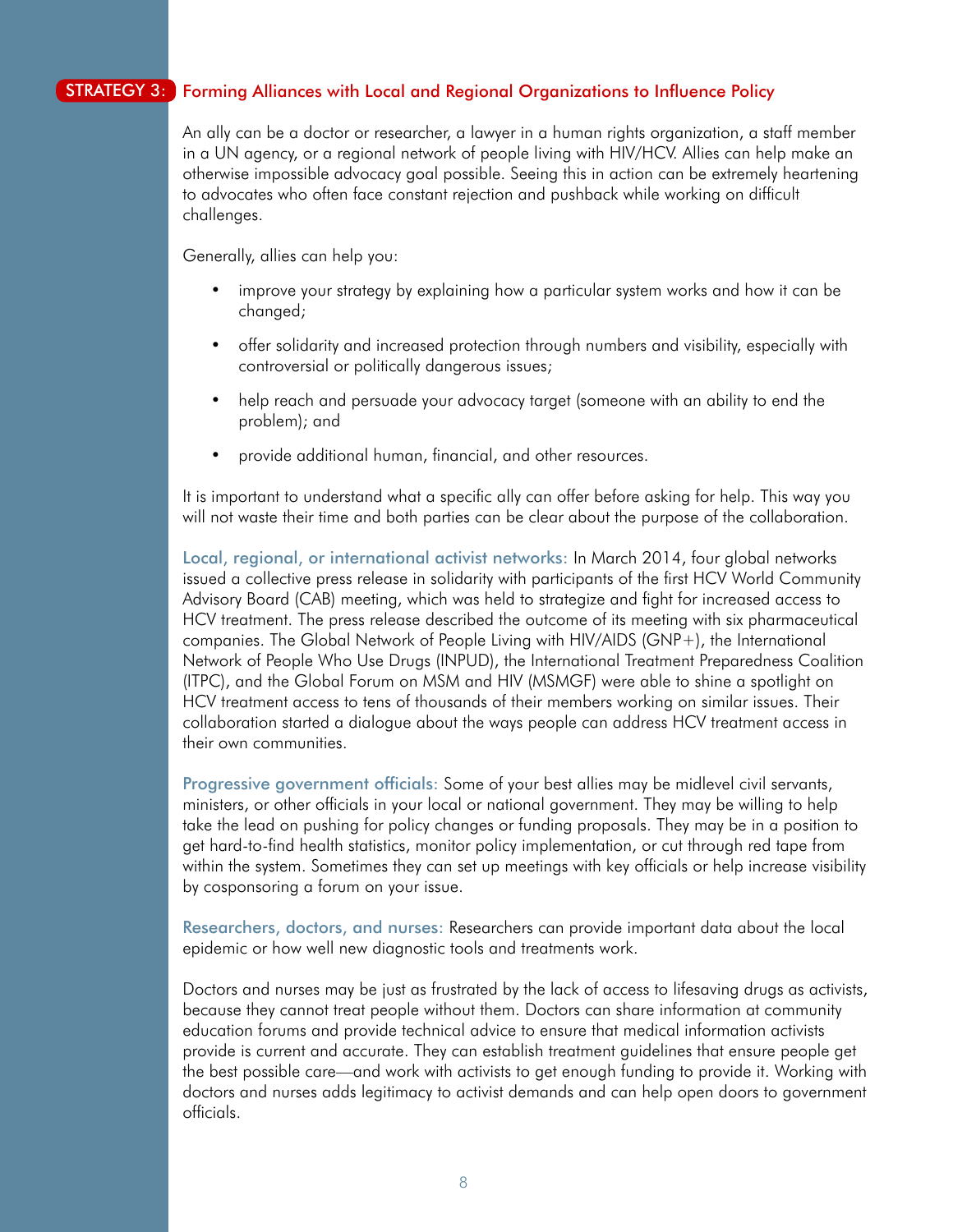## STRATEGY 3: Forming Alliances with Local and Regional Organizations to Influence Policy

An ally can be a doctor or researcher, a lawyer in a human rights organization, a staff member in a UN agency, or a regional network of people living with HIV/HCV. Allies can help make an otherwise impossible advocacy goal possible. Seeing this in action can be extremely heartening to advocates who often face constant rejection and pushback while working on difficult challenges.

Generally, allies can help you:

- improve your strategy by explaining how a particular system works and how it can be changed;
- offer solidarity and increased protection through numbers and visibility, especially with controversial or politically dangerous issues;
- help reach and persuade your advocacy target (someone with an ability to end the problem); and
- provide additional human, financial, and other resources.

It is important to understand what a specific ally can offer before asking for help. This way you will not waste their time and both parties can be clear about the purpose of the collaboration.

**Local, regional, or international activist networks:** In March 2014, four global networks issued a collective press release in solidarity with participants of the first HCV World Community Advisory Board (CAB) meeting, which was held to strategize and fight for increased access to HCV treatment. The press release described the outcome of its meeting with six pharmaceutical companies. The Global Network of People Living with HIV/AIDS (GNP+), the International Network of People Who Use Drugs (INPUD), the International Treatment Preparedness Coalition (ITPC), and the Global Forum on MSM and HIV (MSMGF) were able to shine a spotlight on HCV treatment access to tens of thousands of their members working on similar issues. Their collaboration started a dialogue about the ways people can address HCV treatment access in their own communities.

**Progressive government officials:** Some of your best allies may be midlevel civil servants, ministers, or other officials in your local or national government. They may be willing to help take the lead on pushing for policy changes or funding proposals. They may be in a position to get hard-to-find health statistics, monitor policy implementation, or cut through red tape from within the system. Sometimes they can set up meetings with key officials or help increase visibility by cosponsoring a forum on your issue.

**Researchers, doctors, and nurses:** Researchers can provide important data about the local epidemic or how well new diagnostic tools and treatments work.

Doctors and nurses may be just as frustrated by the lack of access to lifesaving drugs as activists, because they cannot treat people without them. Doctors can share information at community education forums and provide technical advice to ensure that medical information activists provide is current and accurate. They can establish treatment guidelines that ensure people get the best possible care—and work with activists to get enough funding to provide it. Working with doctors and nurses adds legitimacy to activist demands and can help open doors to government officials.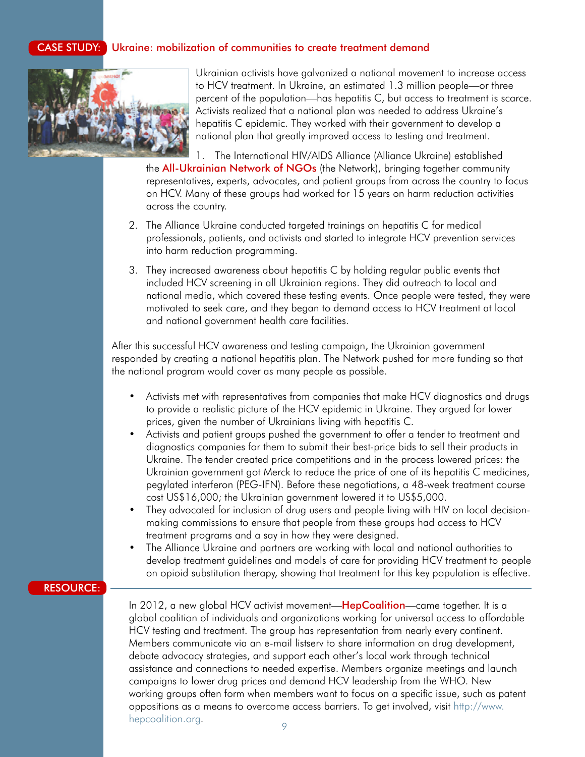## CASE STUDY: Ukraine: mobilization of communities to create treatment demand

Ukrainian activists have galvanized a national movement to increase access to HCV treatment. In Ukraine, an estimated 1.3 million people—or three percent of the population—has hepatitis C, but access to treatment is scarce. Activists realized that a national plan was needed to address Ukraine's hepatitis C epidemic. They worked with their government to develop a national plan that greatly improved access to testing and treatment.

1. The International HIV/AIDS Alliance (Alliance Ukraine) established the **All-Ukrainian Network of NGOs** (the Network), bringing together community representatives, experts, advocates, and patient groups from across the country to focus on HCV. Many of these groups had worked for 15 years on harm reduction activities across the country.
2. The Alliance Ukraine conducted targeted trainings on hepatitis C for medical professionals, patients, and activists and started to integrate HCV prevention services into harm reduction programming.
3. They increased awareness about hepatitis C by holding regular public events that included HCV screening in all Ukrainian regions. They did outreach to local and national media, which covered these testing events. Once people were tested, they were motivated to seek care, and they began to demand access to HCV treatment at local and national government health care facilities.

After this successful HCV awareness and testing campaign, the Ukrainian government responded by creating a national hepatitis plan. The Network pushed for more funding so that the national program would cover as many people as possible.

- Activists met with representatives from companies that make HCV diagnostics and drugs to provide a realistic picture of the HCV epidemic in Ukraine. They argued for lower prices, given the number of Ukrainians living with hepatitis C.
- Activists and patient groups pushed the government to offer a tender to treatment and diagnostics companies for them to submit their best-price bids to sell their products in Ukraine. The tender created price competitions and in the process lowered prices: the Ukrainian government got Merck to reduce the price of one of its hepatitis C medicines, pegylated interferon (PEG-IFN). Before these negotiations, a 48-week treatment course cost US$16,000; the Ukrainian government lowered it to US$5,000.
- They advocated for inclusion of drug users and people living with HIV on local decision-making commissions to ensure that people from these groups had access to HCV treatment programs and a say in how they were designed.
- The Alliance Ukraine and partners are working with local and national authorities to develop treatment guidelines and models of care for providing HCV treatment to people on opioid substitution therapy, showing that treatment for this key population is effective.

## RESOURCE:

In 2012, a new global HCV activist movement—**HepCoalition**—came together. It is a global coalition of individuals and organizations working for universal access to affordable HCV testing and treatment. The group has representation from nearly every continent. Members communicate via an e-mail listserv to share information on drug development, debate advocacy strategies, and support each other's local work through technical assistance and connections to needed expertise. Members organize meetings and launch campaigns to lower drug prices and demand HCV leadership from the WHO. New working groups often form when members want to focus on a specific issue, such as patent oppositions as a means to overcome access barriers. To get involved, visit http://www.hepcoalition.org.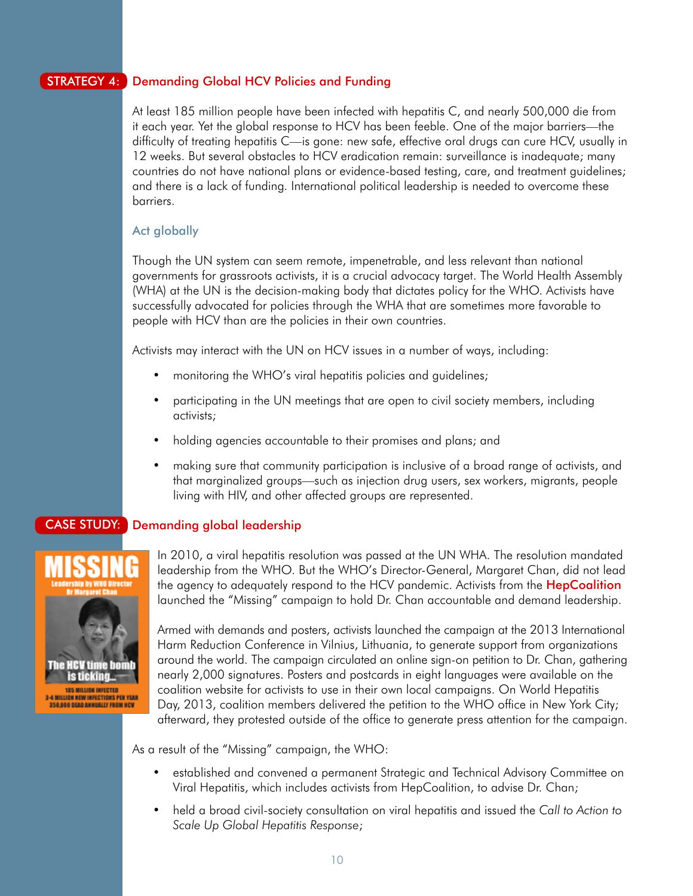## STRATEGY 4: Demanding Global HCV Policies and Funding

At least 185 million people have been infected with hepatitis C, and nearly 500,000 die from it each year. Yet the global response to HCV has been feeble. One of the major barriers—the difficulty of treating hepatitis C—is gone: new safe, effective oral drugs can cure HCV, usually in 12 weeks. But several obstacles to HCV eradication remain: surveillance is inadequate; many countries do not have national plans or evidence-based testing, care, and treatment guidelines; and there is a lack of funding. International political leadership is needed to overcome these barriers.

### Act globally

Though the UN system can seem remote, impenetrable, and less relevant than national governments for grassroots activists, it is a crucial advocacy target. The World Health Assembly (WHA) at the UN is the decision-making body that dictates policy for the WHO. Activists have successfully advocated for policies through the WHA that are sometimes more favorable to people with HCV than are the policies in their own countries.

Activists may interact with the UN on HCV issues in a number of ways, including:

- monitoring the WHO's viral hepatitis policies and guidelines;
- participating in the UN meetings that are open to civil society members, including activists;
- holding agencies accountable to their promises and plans; and
- making sure that community participation is inclusive of a broad range of activists, and that marginalized groups—such as injection drug users, sex workers, migrants, people living with HIV, and other affected groups are represented.

## CASE STUDY: Demanding global leadership

In 2010, a viral hepatitis resolution was passed at the UN WHA. The resolution mandated leadership from the WHO. But the WHO's Director-General, Margaret Chan, did not lead the agency to adequately respond to the HCV pandemic. Activists from the HepCoalition launched the "Missing" campaign to hold Dr. Chan accountable and demand leadership.

Armed with demands and posters, activists launched the campaign at the 2013 International Harm Reduction Conference in Vilnius, Lithuania, to generate support from organizations around the world. The campaign circulated an online sign-on petition to Dr. Chan, gathering nearly 2,000 signatures. Posters and postcards in eight languages were available on the coalition website for activists to use in their own local campaigns. On World Hepatitis Day, 2013, coalition members delivered the petition to the WHO office in New York City; afterward, they protested outside of the office to generate press attention for the campaign.

As a result of the "Missing" campaign, the WHO:

- established and convened a permanent Strategic and Technical Advisory Committee on Viral Hepatitis, which includes activists from HepCoalition, to advise Dr. Chan;
- held a broad civil-society consultation on viral hepatitis and issued the *Call to Action to Scale Up Global Hepatitis Response*;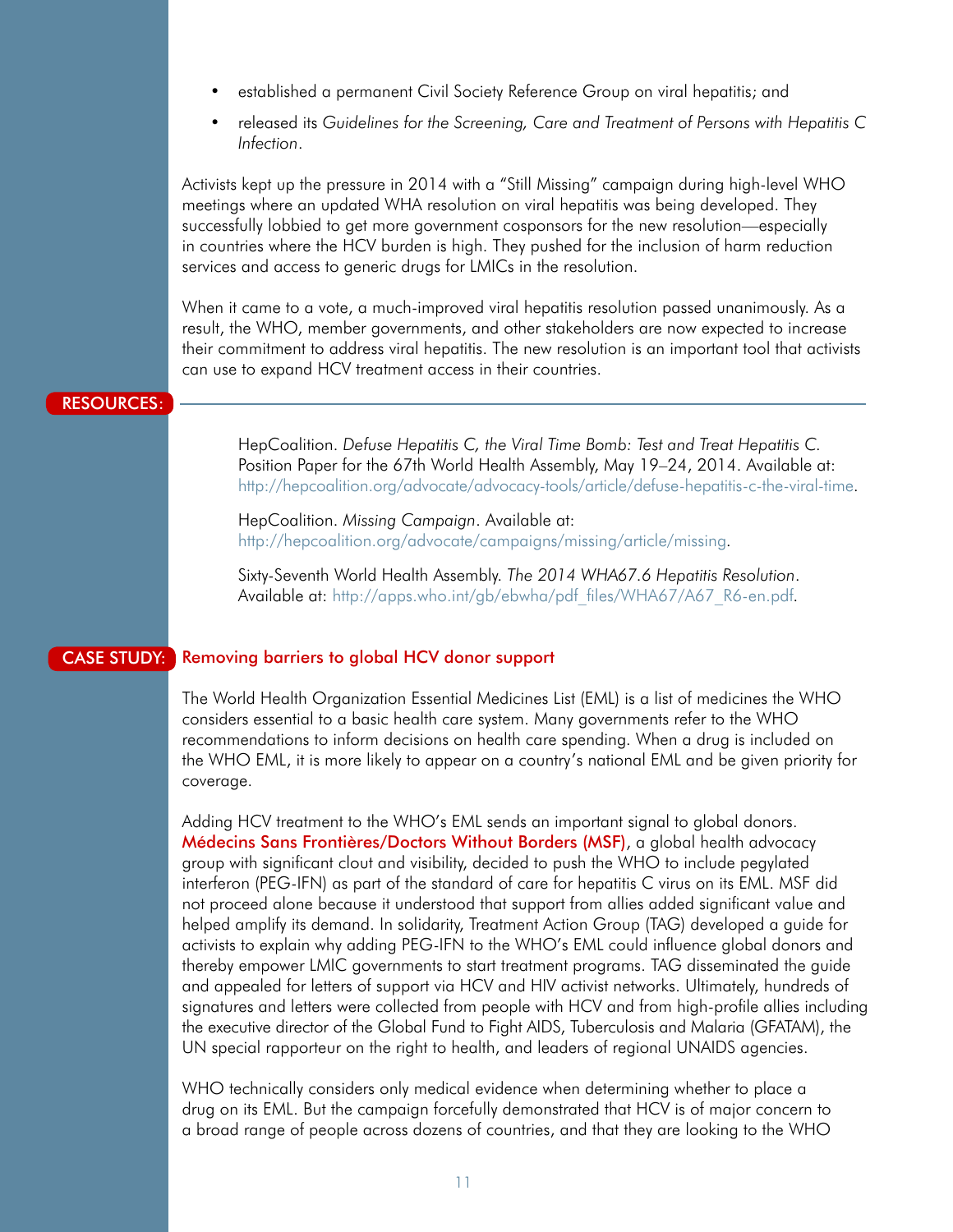- established a permanent Civil Society Reference Group on viral hepatitis; and
- released its *Guidelines for the Screening, Care and Treatment of Persons with Hepatitis C Infection*.

Activists kept up the pressure in 2014 with a "Still Missing" campaign during high-level WHO meetings where an updated WHA resolution on viral hepatitis was being developed. They successfully lobbied to get more government cosponsors for the new resolution—especially in countries where the HCV burden is high. They pushed for the inclusion of harm reduction services and access to generic drugs for LMICs in the resolution.

When it came to a vote, a much-improved viral hepatitis resolution passed unanimously. As a result, the WHO, member governments, and other stakeholders are now expected to increase their commitment to address viral hepatitis. The new resolution is an important tool that activists can use to expand HCV treatment access in their countries.

## RESOURCES:

HepCoalition. *Defuse Hepatitis C, the Viral Time Bomb: Test and Treat Hepatitis C*. Position Paper for the 67th World Health Assembly, May 19–24, 2014. Available at: http://hepcoalition.org/advocate/advocacy-tools/article/defuse-hepatitis-c-the-viral-time.

HepCoalition. *Missing Campaign*. Available at: http://hepcoalition.org/advocate/campaigns/missing/article/missing.

Sixty-Seventh World Health Assembly. *The 2014 WHA67.6 Hepatitis Resolution*. Available at: http://apps.who.int/gb/ebwha/pdf_files/WHA67/A67_R6-en.pdf.

## CASE STUDY: Removing barriers to global HCV donor support

The World Health Organization Essential Medicines List (EML) is a list of medicines the WHO considers essential to a basic health care system. Many governments refer to the WHO recommendations to inform decisions on health care spending. When a drug is included on the WHO EML, it is more likely to appear on a country's national EML and be given priority for coverage.

Adding HCV treatment to the WHO's EML sends an important signal to global donors. Médecins Sans Frontières/Doctors Without Borders (MSF), a global health advocacy group with significant clout and visibility, decided to push the WHO to include pegylated interferon (PEG-IFN) as part of the standard of care for hepatitis C virus on its EML. MSF did not proceed alone because it understood that support from allies added significant value and helped amplify its demand. In solidarity, Treatment Action Group (TAG) developed a guide for activists to explain why adding PEG-IFN to the WHO's EML could influence global donors and thereby empower LMIC governments to start treatment programs. TAG disseminated the guide and appealed for letters of support via HCV and HIV activist networks. Ultimately, hundreds of signatures and letters were collected from people with HCV and from high-profile allies including the executive director of the Global Fund to Fight AIDS, Tuberculosis and Malaria (GFATAM), the UN special rapporteur on the right to health, and leaders of regional UNAIDS agencies.

WHO technically considers only medical evidence when determining whether to place a drug on its EML. But the campaign forcefully demonstrated that HCV is of major concern to a broad range of people across dozens of countries, and that they are looking to the WHO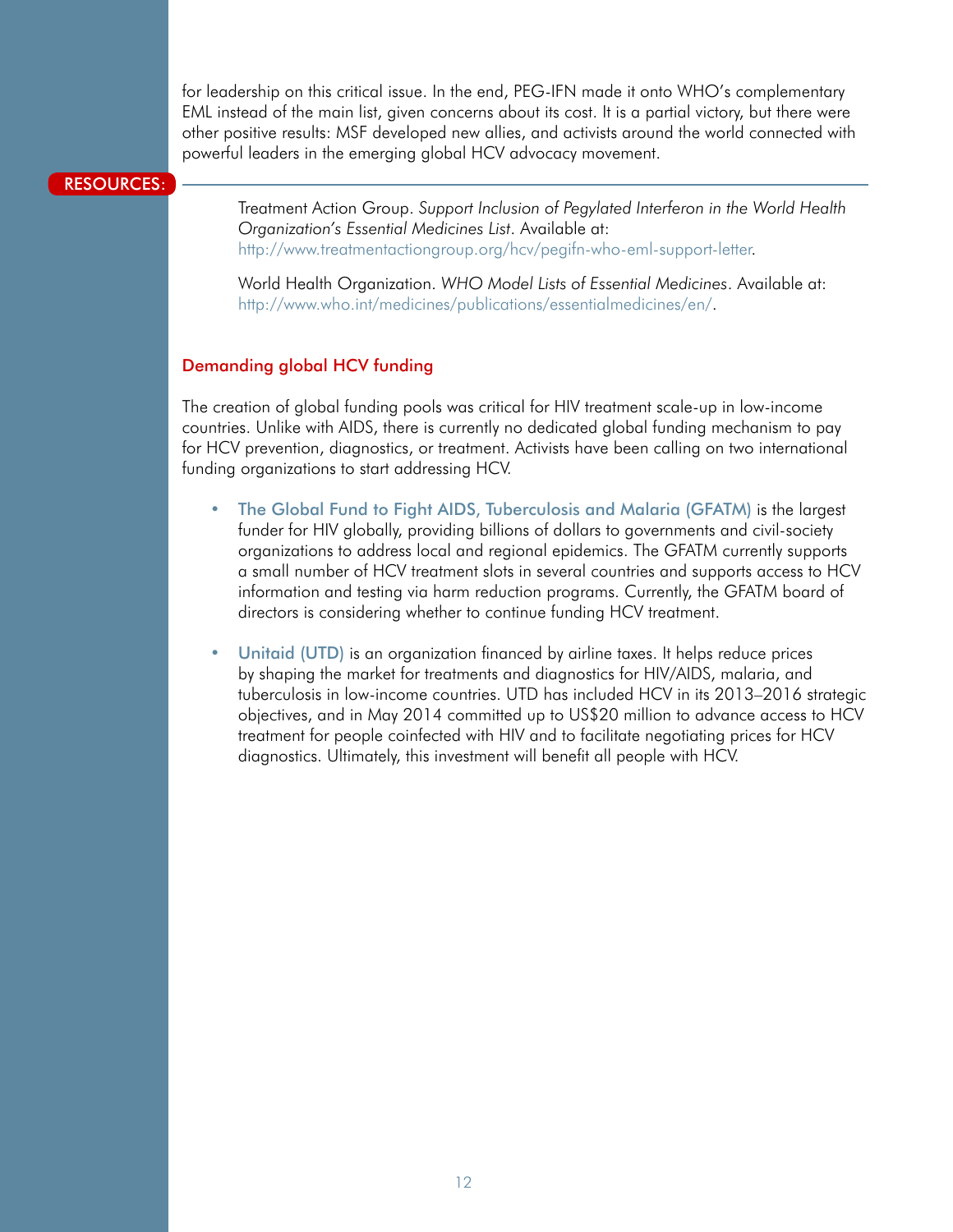for leadership on this critical issue. In the end, PEG-IFN made it onto WHO's complementary EML instead of the main list, given concerns about its cost. It is a partial victory, but there were other positive results: MSF developed new allies, and activists around the world connected with powerful leaders in the emerging global HCV advocacy movement.

**RESOURCES:**

Treatment Action Group. *Support Inclusion of Pegylated Interferon in the World Health Organization's Essential Medicines List*. Available at: http://www.treatmentactiongroup.org/hcv/pegifn-who-eml-support-letter.

World Health Organization. *WHO Model Lists of Essential Medicines*. Available at: http://www.who.int/medicines/publications/essentialmedicines/en/.

## Demanding global HCV funding

The creation of global funding pools was critical for HIV treatment scale-up in low-income countries. Unlike with AIDS, there is currently no dedicated global funding mechanism to pay for HCV prevention, diagnostics, or treatment. Activists have been calling on two international funding organizations to start addressing HCV.

- The Global Fund to Fight AIDS, Tuberculosis and Malaria (GFATM) is the largest funder for HIV globally, providing billions of dollars to governments and civil-society organizations to address local and regional epidemics. The GFATM currently supports a small number of HCV treatment slots in several countries and supports access to HCV information and testing via harm reduction programs. Currently, the GFATM board of directors is considering whether to continue funding HCV treatment.
- Unitaid (UTD) is an organization financed by airline taxes. It helps reduce prices by shaping the market for treatments and diagnostics for HIV/AIDS, malaria, and tuberculosis in low-income countries. UTD has included HCV in its 2013–2016 strategic objectives, and in May 2014 committed up to US$20 million to advance access to HCV treatment for people coinfected with HIV and to facilitate negotiating prices for HCV diagnostics. Ultimately, this investment will benefit all people with HCV.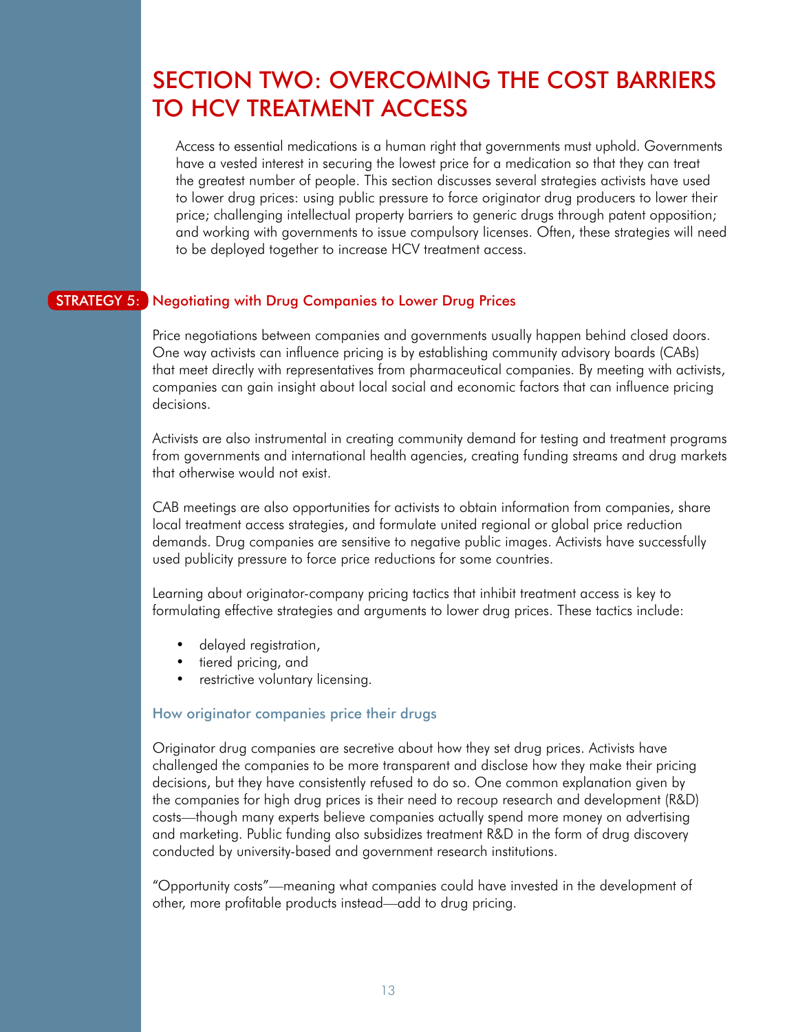# SECTION TWO: OVERCOMING THE COST BARRIERS TO HCV TREATMENT ACCESS

Access to essential medications is a human right that governments must uphold. Governments have a vested interest in securing the lowest price for a medication so that they can treat the greatest number of people. This section discusses several strategies activists have used to lower drug prices: using public pressure to force originator drug producers to lower their price; challenging intellectual property barriers to generic drugs through patent opposition; and working with governments to issue compulsory licenses. Often, these strategies will need to be deployed together to increase HCV treatment access.

## STRATEGY 5: Negotiating with Drug Companies to Lower Drug Prices

Price negotiations between companies and governments usually happen behind closed doors. One way activists can influence pricing is by establishing community advisory boards (CABs) that meet directly with representatives from pharmaceutical companies. By meeting with activists, companies can gain insight about local social and economic factors that can influence pricing decisions.

Activists are also instrumental in creating community demand for testing and treatment programs from governments and international health agencies, creating funding streams and drug markets that otherwise would not exist.

CAB meetings are also opportunities for activists to obtain information from companies, share local treatment access strategies, and formulate united regional or global price reduction demands. Drug companies are sensitive to negative public images. Activists have successfully used publicity pressure to force price reductions for some countries.

Learning about originator-company pricing tactics that inhibit treatment access is key to formulating effective strategies and arguments to lower drug prices. These tactics include:

- delayed registration,
- tiered pricing, and
- restrictive voluntary licensing.

### How originator companies price their drugs

Originator drug companies are secretive about how they set drug prices. Activists have challenged the companies to be more transparent and disclose how they make their pricing decisions, but they have consistently refused to do so. One common explanation given by the companies for high drug prices is their need to recoup research and development (R&D) costs—though many experts believe companies actually spend more money on advertising and marketing. Public funding also subsidizes treatment R&D in the form of drug discovery conducted by university-based and government research institutions.

"Opportunity costs"—meaning what companies could have invested in the development of other, more profitable products instead—add to drug pricing.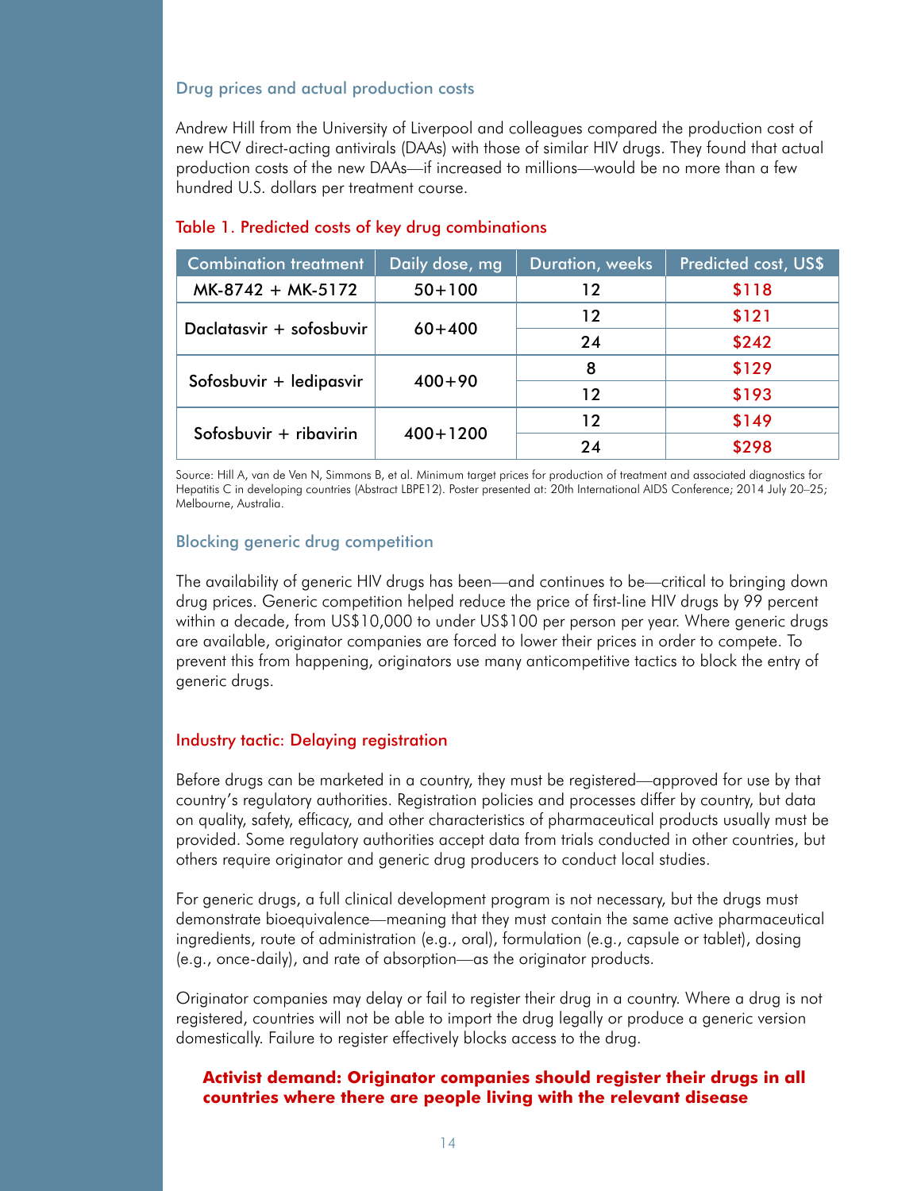### Drug prices and actual production costs

Andrew Hill from the University of Liverpool and colleagues compared the production cost of new HCV direct-acting antivirals (DAAs) with those of similar HIV drugs. They found that actual production costs of the new DAAs—if increased to millions—would be no more than a few hundred U.S. dollars per treatment course.

#### Table 1. Predicted costs of key drug combinations

| Combination treatment | Daily dose, mg | Duration, weeks | Predicted cost, US$ |
|---|---|---|---|
| MK-8742 + MK-5172 | 50+100 | 12 | $118 |
| Daclatasvir + sofosbuvir | 60+400 | 12 | $121 |
| | | 24 | $242 |
| Sofosbuvir + ledipasvir | 400+90 | 8 | $129 |
| | | 12 | $193 |
| Sofosbuvir + ribavirin | 400+1200 | 12 | $149 |
| | | 24 | $298 |

Source: Hill A, van de Ven N, Simmons B, et al. Minimum target prices for production of treatment and associated diagnostics for Hepatitis C in developing countries (Abstract LBPE12). Poster presented at: 20th International AIDS Conference; 2014 July 20–25; Melbourne, Australia.

### Blocking generic drug competition

The availability of generic HIV drugs has been—and continues to be—critical to bringing down drug prices. Generic competition helped reduce the price of first-line HIV drugs by 99 percent within a decade, from US$10,000 to under US$100 per person per year. Where generic drugs are available, originator companies are forced to lower their prices in order to compete. To prevent this from happening, originators use many anticompetitive tactics to block the entry of generic drugs.

### Industry tactic: Delaying registration

Before drugs can be marketed in a country, they must be registered—approved for use by that country's regulatory authorities. Registration policies and processes differ by country, but data on quality, safety, efficacy, and other characteristics of pharmaceutical products usually must be provided. Some regulatory authorities accept data from trials conducted in other countries, but others require originator and generic drug producers to conduct local studies.

For generic drugs, a full clinical development program is not necessary, but the drugs must demonstrate bioequivalence—meaning that they must contain the same active pharmaceutical ingredients, route of administration (e.g., oral), formulation (e.g., capsule or tablet), dosing (e.g., once-daily), and rate of absorption—as the originator products.

Originator companies may delay or fail to register their drug in a country. Where a drug is not registered, countries will not be able to import the drug legally or produce a generic version domestically. Failure to register effectively blocks access to the drug.

**Activist demand: Originator companies should register their drugs in all countries where there are people living with the relevant disease**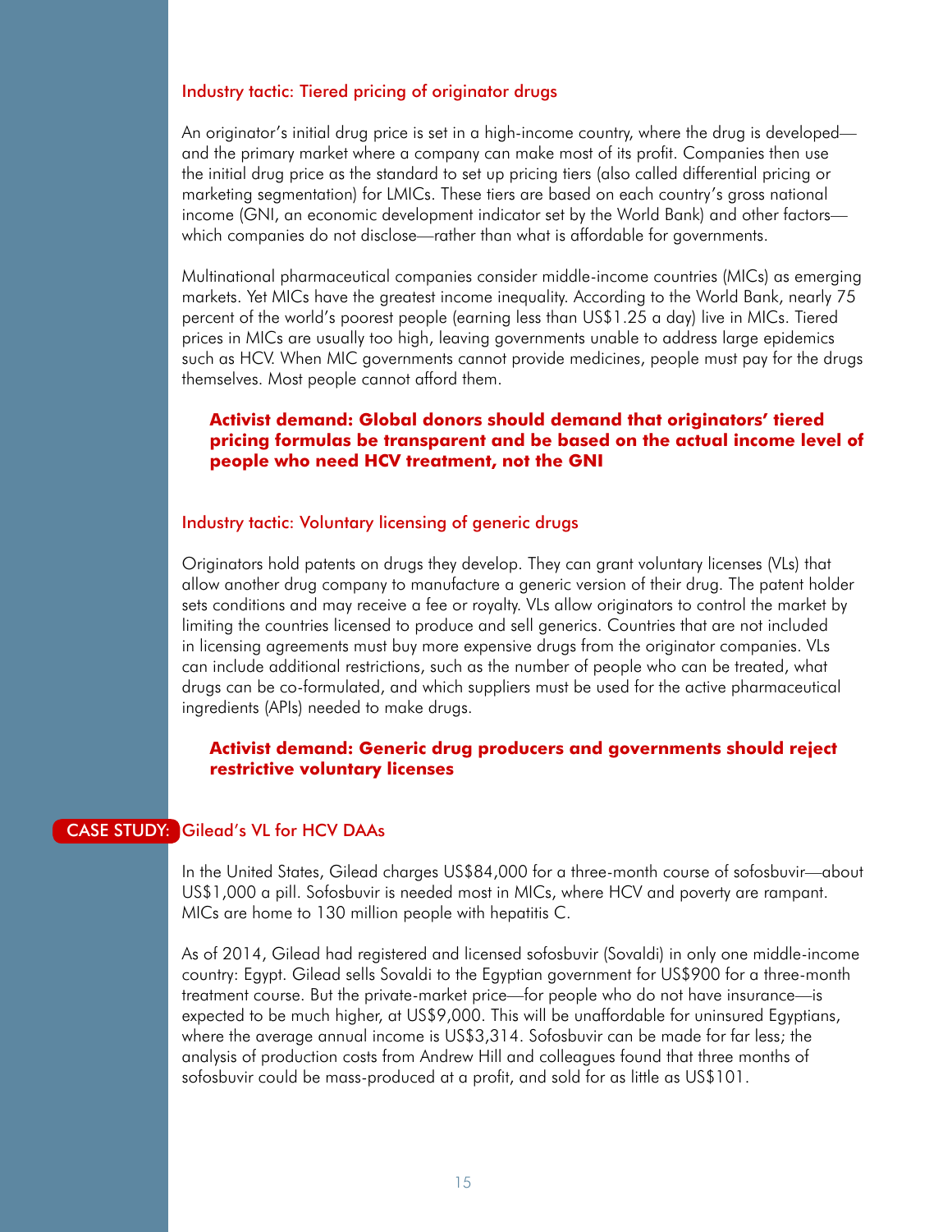### Industry tactic: Tiered pricing of originator drugs

An originator's initial drug price is set in a high-income country, where the drug is developed—and the primary market where a company can make most of its profit. Companies then use the initial drug price as the standard to set up pricing tiers (also called differential pricing or marketing segmentation) for LMICs. These tiers are based on each country's gross national income (GNI, an economic development indicator set by the World Bank) and other factors—which companies do not disclose—rather than what is affordable for governments.

Multinational pharmaceutical companies consider middle-income countries (MICs) as emerging markets. Yet MICs have the greatest income inequality. According to the World Bank, nearly 75 percent of the world's poorest people (earning less than US$1.25 a day) live in MICs. Tiered prices in MICs are usually too high, leaving governments unable to address large epidemics such as HCV. When MIC governments cannot provide medicines, people must pay for the drugs themselves. Most people cannot afford them.

**Activist demand: Global donors should demand that originators' tiered pricing formulas be transparent and be based on the actual income level of people who need HCV treatment, not the GNI**

### Industry tactic: Voluntary licensing of generic drugs

Originators hold patents on drugs they develop. They can grant voluntary licenses (VLs) that allow another drug company to manufacture a generic version of their drug. The patent holder sets conditions and may receive a fee or royalty. VLs allow originators to control the market by limiting the countries licensed to produce and sell generics. Countries that are not included in licensing agreements must buy more expensive drugs from the originator companies. VLs can include additional restrictions, such as the number of people who can be treated, what drugs can be co-formulated, and which suppliers must be used for the active pharmaceutical ingredients (APIs) needed to make drugs.

**Activist demand: Generic drug producers and governments should reject restrictive voluntary licenses**

### CASE STUDY: Gilead's VL for HCV DAAs

In the United States, Gilead charges US$84,000 for a three-month course of sofosbuvir—about US$1,000 a pill. Sofosbuvir is needed most in MICs, where HCV and poverty are rampant. MICs are home to 130 million people with hepatitis C.

As of 2014, Gilead had registered and licensed sofosbuvir (Sovaldi) in only one middle-income country: Egypt. Gilead sells Sovaldi to the Egyptian government for US$900 for a three-month treatment course. But the private-market price—for people who do not have insurance—is expected to be much higher, at US$9,000. This will be unaffordable for uninsured Egyptians, where the average annual income is US$3,314. Sofosbuvir can be made for far less; the analysis of production costs from Andrew Hill and colleagues found that three months of sofosbuvir could be mass-produced at a profit, and sold for as little as US$101.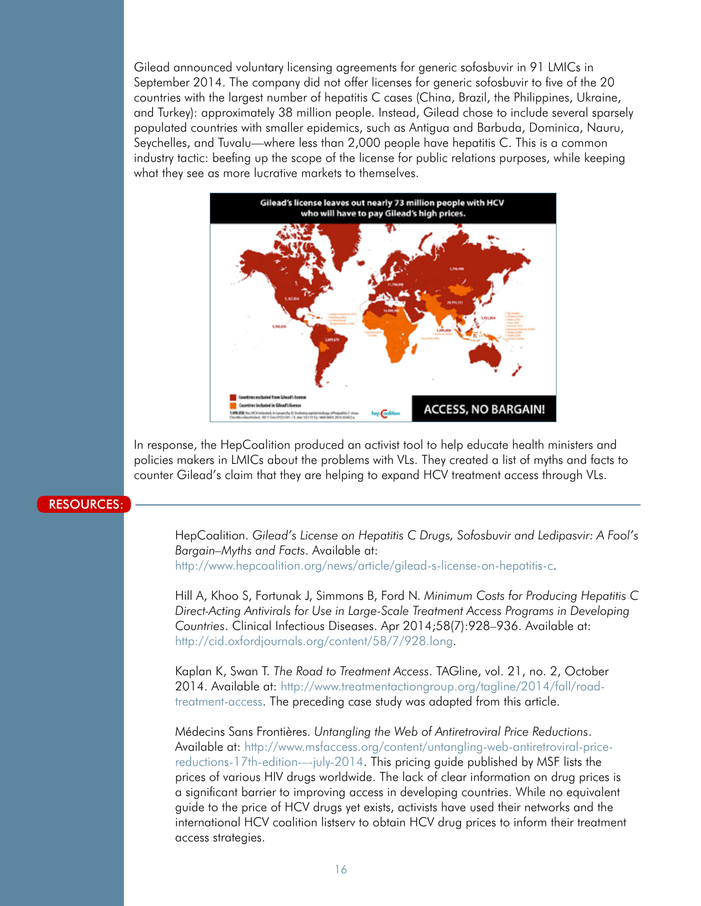Gilead announced voluntary licensing agreements for generic sofosbuvir in 91 LMICs in September 2014. The company did not offer licenses for generic sofosbuvir to five of the 20 countries with the largest number of hepatitis C cases (China, Brazil, the Philippines, Ukraine, and Turkey): approximately 38 million people. Instead, Gilead chose to include several sparsely populated countries with smaller epidemics, such as Antigua and Barbuda, Dominica, Nauru, Seychelles, and Tuvalu—where less than 2,000 people have hepatitis C. This is a common industry tactic: beefing up the scope of the license for public relations purposes, while keeping what they see as more lucrative markets to themselves.

In response, the HepCoalition produced an activist tool to help educate health ministers and policies makers in LMICs about the problems with VLs. They created a list of myths and facts to counter Gilead's claim that they are helping to expand HCV treatment access through VLs.

## RESOURCES:

HepCoalition. *Gilead's License on Hepatitis C Drugs, Sofosbuvir and Ledipasvir: A Fool's Bargain–Myths and Facts*. Available at: http://www.hepcoalition.org/news/article/gilead-s-license-on-hepatitis-c.

Hill A, Khoo S, Fortunak J, Simmons B, Ford N. *Minimum Costs for Producing Hepatitis C Direct-Acting Antivirals for Use in Large-Scale Treatment Access Programs in Developing Countries*. Clinical Infectious Diseases. Apr 2014;58(7):928–936. Available at: http://cid.oxfordjournals.org/content/58/7/928.long.

Kaplan K, Swan T. *The Road to Treatment Access*. TAGline, vol. 21, no. 2, October 2014. Available at: http://www.treatmentactiongroup.org/tagline/2014/fall/road-treatment-access. The preceding case study was adapted from this article.

Médecins Sans Frontières. *Untangling the Web of Antiretroviral Price Reductions*. Available at: http://www.msfaccess.org/content/untangling-web-antiretroviral-price-reductions-17th-edition-–-july-2014. This pricing guide published by MSF lists the prices of various HIV drugs worldwide. The lack of clear information on drug prices is a significant barrier to improving access in developing countries. While no equivalent guide to the price of HCV drugs yet exists, activists have used their networks and the international HCV coalition listserv to obtain HCV drug prices to inform their treatment access strategies.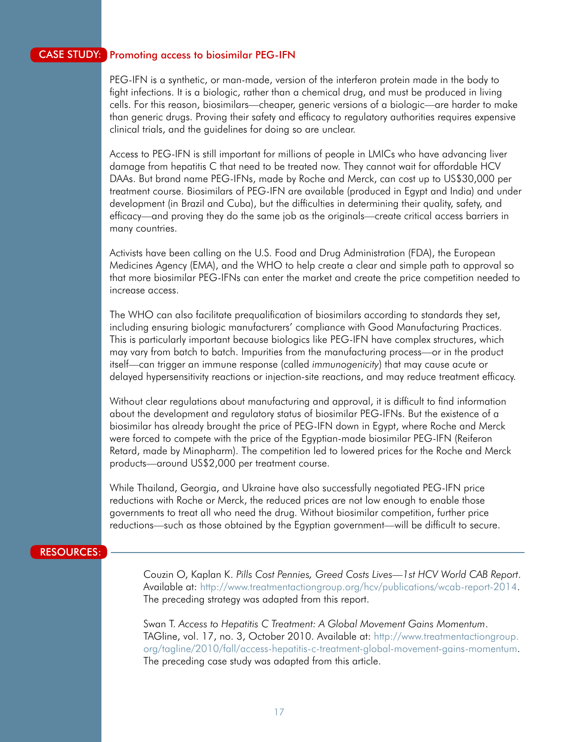## CASE STUDY: Promoting access to biosimilar PEG-IFN

PEG-IFN is a synthetic, or man-made, version of the interferon protein made in the body to fight infections. It is a biologic, rather than a chemical drug, and must be produced in living cells. For this reason, biosimilars—cheaper, generic versions of a biologic—are harder to make than generic drugs. Proving their safety and efficacy to regulatory authorities requires expensive clinical trials, and the guidelines for doing so are unclear.

Access to PEG-IFN is still important for millions of people in LMICs who have advancing liver damage from hepatitis C that need to be treated now. They cannot wait for affordable HCV DAAs. But brand name PEG-IFNs, made by Roche and Merck, can cost up to US$30,000 per treatment course. Biosimilars of PEG-IFN are available (produced in Egypt and India) and under development (in Brazil and Cuba), but the difficulties in determining their quality, safety, and efficacy—and proving they do the same job as the originals—create critical access barriers in many countries.

Activists have been calling on the U.S. Food and Drug Administration (FDA), the European Medicines Agency (EMA), and the WHO to help create a clear and simple path to approval so that more biosimilar PEG-IFNs can enter the market and create the price competition needed to increase access.

The WHO can also facilitate prequalification of biosimilars according to standards they set, including ensuring biologic manufacturers' compliance with Good Manufacturing Practices. This is particularly important because biologics like PEG-IFN have complex structures, which may vary from batch to batch. Impurities from the manufacturing process—or in the product itself—can trigger an immune response (called *immunogenicity*) that may cause acute or delayed hypersensitivity reactions or injection-site reactions, and may reduce treatment efficacy.

Without clear regulations about manufacturing and approval, it is difficult to find information about the development and regulatory status of biosimilar PEG-IFNs. But the existence of a biosimilar has already brought the price of PEG-IFN down in Egypt, where Roche and Merck were forced to compete with the price of the Egyptian-made biosimilar PEG-IFN (Reiferon Retard, made by Minapharm). The competition led to lowered prices for the Roche and Merck products—around US$2,000 per treatment course.

While Thailand, Georgia, and Ukraine have also successfully negotiated PEG-IFN price reductions with Roche or Merck, the reduced prices are not low enough to enable those governments to treat all who need the drug. Without biosimilar competition, further price reductions—such as those obtained by the Egyptian government—will be difficult to secure.

## RESOURCES:

Couzin O, Kaplan K. *Pills Cost Pennies, Greed Costs Lives—1st HCV World CAB Report*. Available at: http://www.treatmentactiongroup.org/hcv/publications/wcab-report-2014. The preceding strategy was adapted from this report.

Swan T. *Access to Hepatitis C Treatment: A Global Movement Gains Momentum*. TAGline, vol. 17, no. 3, October 2010. Available at: http://www.treatmentactiongroup.org/tagline/2010/fall/access-hepatitis-c-treatment-global-movement-gains-momentum. The preceding case study was adapted from this article.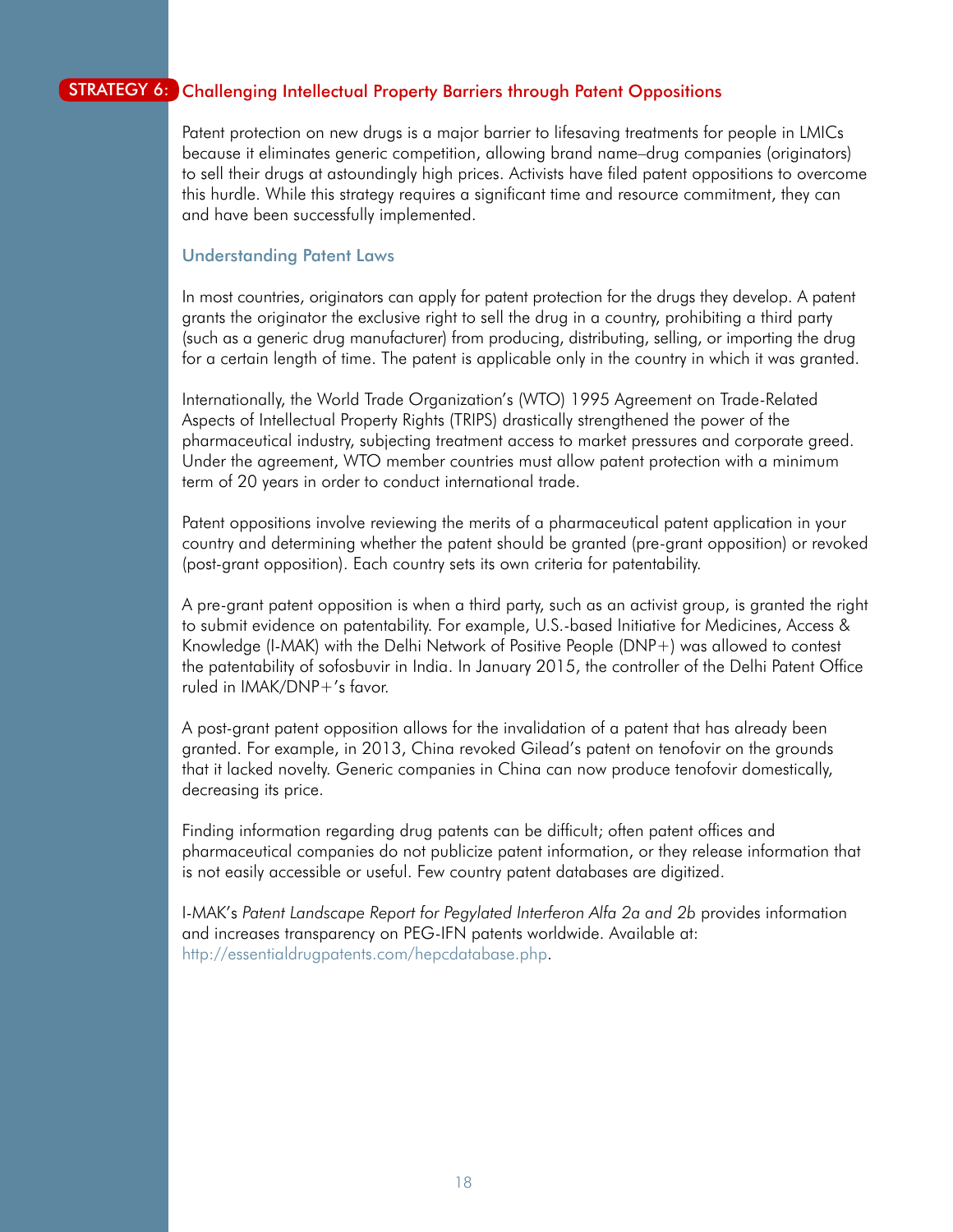## STRATEGY 6: Challenging Intellectual Property Barriers through Patent Oppositions

Patent protection on new drugs is a major barrier to lifesaving treatments for people in LMICs because it eliminates generic competition, allowing brand name–drug companies (originators) to sell their drugs at astoundingly high prices. Activists have filed patent oppositions to overcome this hurdle. While this strategy requires a significant time and resource commitment, they can and have been successfully implemented.

### Understanding Patent Laws

In most countries, originators can apply for patent protection for the drugs they develop. A patent grants the originator the exclusive right to sell the drug in a country, prohibiting a third party (such as a generic drug manufacturer) from producing, distributing, selling, or importing the drug for a certain length of time. The patent is applicable only in the country in which it was granted.

Internationally, the World Trade Organization's (WTO) 1995 Agreement on Trade-Related Aspects of Intellectual Property Rights (TRIPS) drastically strengthened the power of the pharmaceutical industry, subjecting treatment access to market pressures and corporate greed. Under the agreement, WTO member countries must allow patent protection with a minimum term of 20 years in order to conduct international trade.

Patent oppositions involve reviewing the merits of a pharmaceutical patent application in your country and determining whether the patent should be granted (pre-grant opposition) or revoked (post-grant opposition). Each country sets its own criteria for patentability.

A pre-grant patent opposition is when a third party, such as an activist group, is granted the right to submit evidence on patentability. For example, U.S.-based Initiative for Medicines, Access & Knowledge (I-MAK) with the Delhi Network of Positive People (DNP+) was allowed to contest the patentability of sofosbuvir in India. In January 2015, the controller of the Delhi Patent Office ruled in IMAK/DNP+'s favor.

A post-grant patent opposition allows for the invalidation of a patent that has already been granted. For example, in 2013, China revoked Gilead's patent on tenofovir on the grounds that it lacked novelty. Generic companies in China can now produce tenofovir domestically, decreasing its price.

Finding information regarding drug patents can be difficult; often patent offices and pharmaceutical companies do not publicize patent information, or they release information that is not easily accessible or useful. Few country patent databases are digitized.

I-MAK's *Patent Landscape Report for Pegylated Interferon Alfa 2a and 2b* provides information and increases transparency on PEG-IFN patents worldwide. Available at: http://essentialdrugpatents.com/hepcdatabase.php.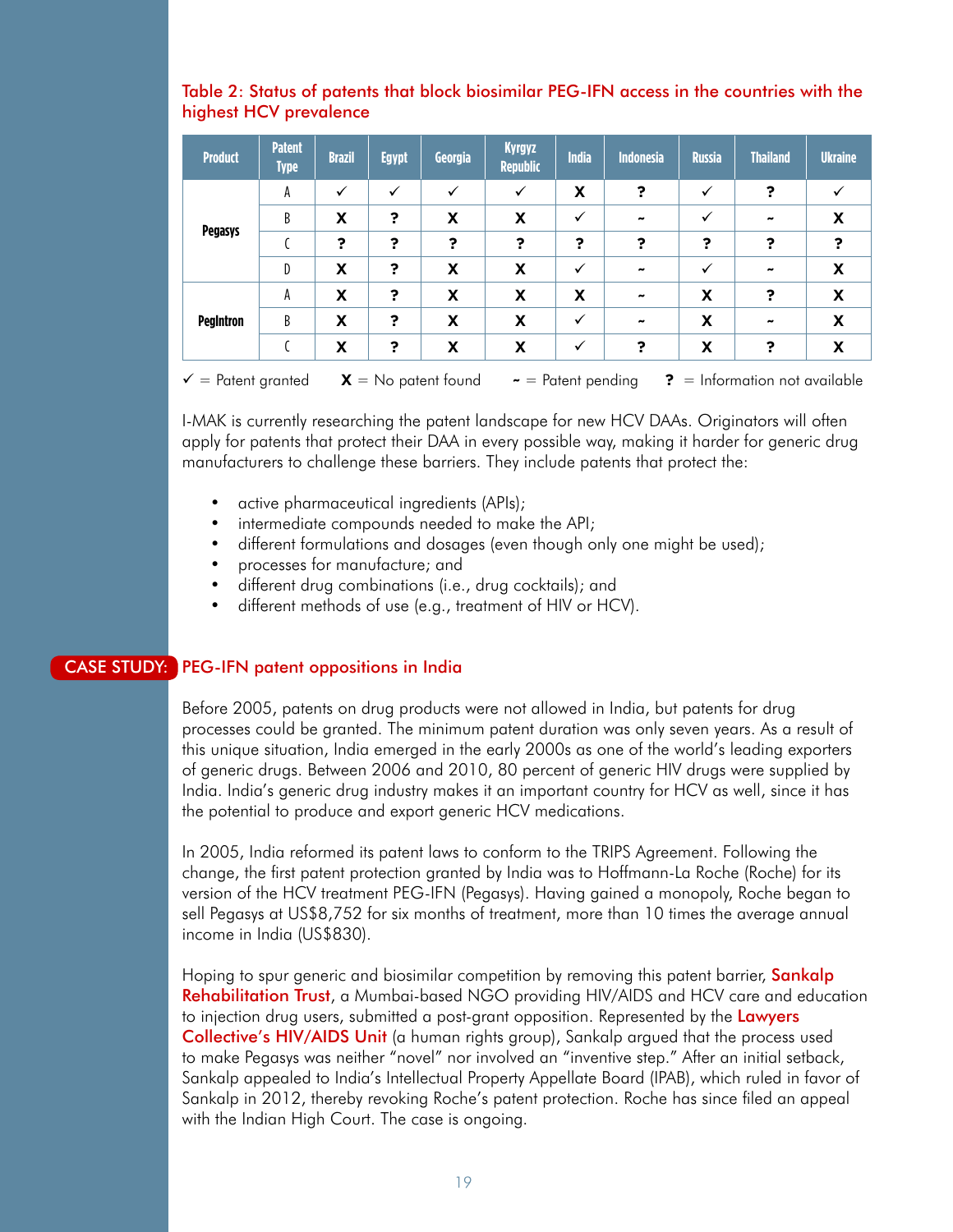Table 2: Status of patents that block biosimilar PEG-IFN access in the countries with the highest HCV prevalence

| Product | Patent Type | Brazil | Egypt | Georgia | Kyrgyz Republic | India | Indonesia | Russia | Thailand | Ukraine |
|---|---|---|---|---|---|---|---|---|---|---|
| Pegasys | A | ✓ | ✓ | ✓ | ✓ | X | ? | ✓ | ? | ✓ |
| | B | X | ? | X | X | ✓ | ~ | ✓ | ~ | X |
| | C | ? | ? | ? | ? | ? | ? | ? | ? | ? |
| | D | X | ? | X | X | ✓ | ~ | ✓ | ~ | X |
| PegIntron | A | X | ? | X | X | X | ~ | X | ? | X |
| | B | X | ? | X | X | ✓ | ~ | X | ~ | X |
| | C | X | ? | X | X | ✓ | ? | X | ? | X |

✓ = Patent granted **X** = No patent found **~** = Patent pending **?** = Information not available

I-MAK is currently researching the patent landscape for new HCV DAAs. Originators will often apply for patents that protect their DAA in every possible way, making it harder for generic drug manufacturers to challenge these barriers. They include patents that protect the:

- active pharmaceutical ingredients (APIs);
- intermediate compounds needed to make the API;
- different formulations and dosages (even though only one might be used);
- processes for manufacture; and
- different drug combinations (i.e., drug cocktails); and
- different methods of use (e.g., treatment of HIV or HCV).

## CASE STUDY: PEG-IFN patent oppositions in India

Before 2005, patents on drug products were not allowed in India, but patents for drug processes could be granted. The minimum patent duration was only seven years. As a result of this unique situation, India emerged in the early 2000s as one of the world's leading exporters of generic drugs. Between 2006 and 2010, 80 percent of generic HIV drugs were supplied by India. India's generic drug industry makes it an important country for HCV as well, since it has the potential to produce and export generic HCV medications.

In 2005, India reformed its patent laws to conform to the TRIPS Agreement. Following the change, the first patent protection granted by India was to Hoffmann-La Roche (Roche) for its version of the HCV treatment PEG-IFN (Pegasys). Having gained a monopoly, Roche began to sell Pegasys at US$8,752 for six months of treatment, more than 10 times the average annual income in India (US$830).

Hoping to spur generic and biosimilar competition by removing this patent barrier, **Sankalp Rehabilitation Trust**, a Mumbai-based NGO providing HIV/AIDS and HCV care and education to injection drug users, submitted a post-grant opposition. Represented by the **Lawyers Collective's HIV/AIDS Unit** (a human rights group), Sankalp argued that the process used to make Pegasys was neither "novel" nor involved an "inventive step." After an initial setback, Sankalp appealed to India's Intellectual Property Appellate Board (IPAB), which ruled in favor of Sankalp in 2012, thereby revoking Roche's patent protection. Roche has since filed an appeal with the Indian High Court. The case is ongoing.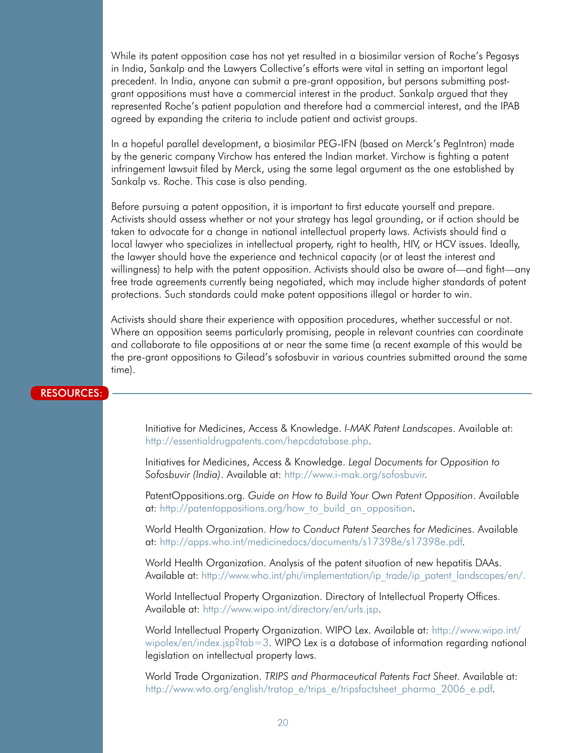While its patent opposition case has not yet resulted in a biosimilar version of Roche's Pegasys in India, Sankalp and the Lawyers Collective's efforts were vital in setting an important legal precedent. In India, anyone can submit a pre-grant opposition, but persons submitting post-grant oppositions must have a commercial interest in the product. Sankalp argued that they represented Roche's patient population and therefore had a commercial interest, and the IPAB agreed by expanding the criteria to include patient and activist groups.

In a hopeful parallel development, a biosimilar PEG-IFN (based on Merck's PegIntron) made by the generic company Virchow has entered the Indian market. Virchow is fighting a patent infringement lawsuit filed by Merck, using the same legal argument as the one established by Sankalp vs. Roche. This case is also pending.

Before pursuing a patent opposition, it is important to first educate yourself and prepare. Activists should assess whether or not your strategy has legal grounding, or if action should be taken to advocate for a change in national intellectual property laws. Activists should find a local lawyer who specializes in intellectual property, right to health, HIV, or HCV issues. Ideally, the lawyer should have the experience and technical capacity (or at least the interest and willingness) to help with the patent opposition. Activists should also be aware of—and fight—any free trade agreements currently being negotiated, which may include higher standards of patent protections. Such standards could make patent oppositions illegal or harder to win.

Activists should share their experience with opposition procedures, whether successful or not. Where an opposition seems particularly promising, people in relevant countries can coordinate and collaborate to file oppositions at or near the same time (a recent example of this would be the pre-grant oppositions to Gilead's sofosbuvir in various countries submitted around the same time).

## RESOURCES:

Initiative for Medicines, Access & Knowledge. *I-MAK Patent Landscapes*. Available at: http://essentialdrugpatents.com/hepcdatabase.php.

Initiatives for Medicines, Access & Knowledge. *Legal Documents for Opposition to Sofosbuvir (India)*. Available at: http://www.i-mak.org/sofosbuvir.

PatentOppositions.org. *Guide on How to Build Your Own Patent Opposition*. Available at: http://patentoppositions.org/how_to_build_an_opposition.

World Health Organization. *How to Conduct Patent Searches for Medicines*. Available at: http://apps.who.int/medicinedocs/documents/s17398e/s17398e.pdf.

World Health Organization. Analysis of the patent situation of new hepatitis DAAs. Available at: http://www.who.int/phi/implementation/ip_trade/ip_patent_landscapes/en/.

World Intellectual Property Organization. Directory of Intellectual Property Offices. Available at: http://www.wipo.int/directory/en/urls.jsp.

World Intellectual Property Organization. WIPO Lex. Available at: http://www.wipo.int/wipolex/en/index.jsp?tab=3. WIPO Lex is a database of information regarding national legislation on intellectual property laws.

World Trade Organization. *TRIPS and Pharmaceutical Patents Fact Sheet*. Available at: http://www.wto.org/english/tratop_e/trips_e/tripsfactsheet_pharma_2006_e.pdf.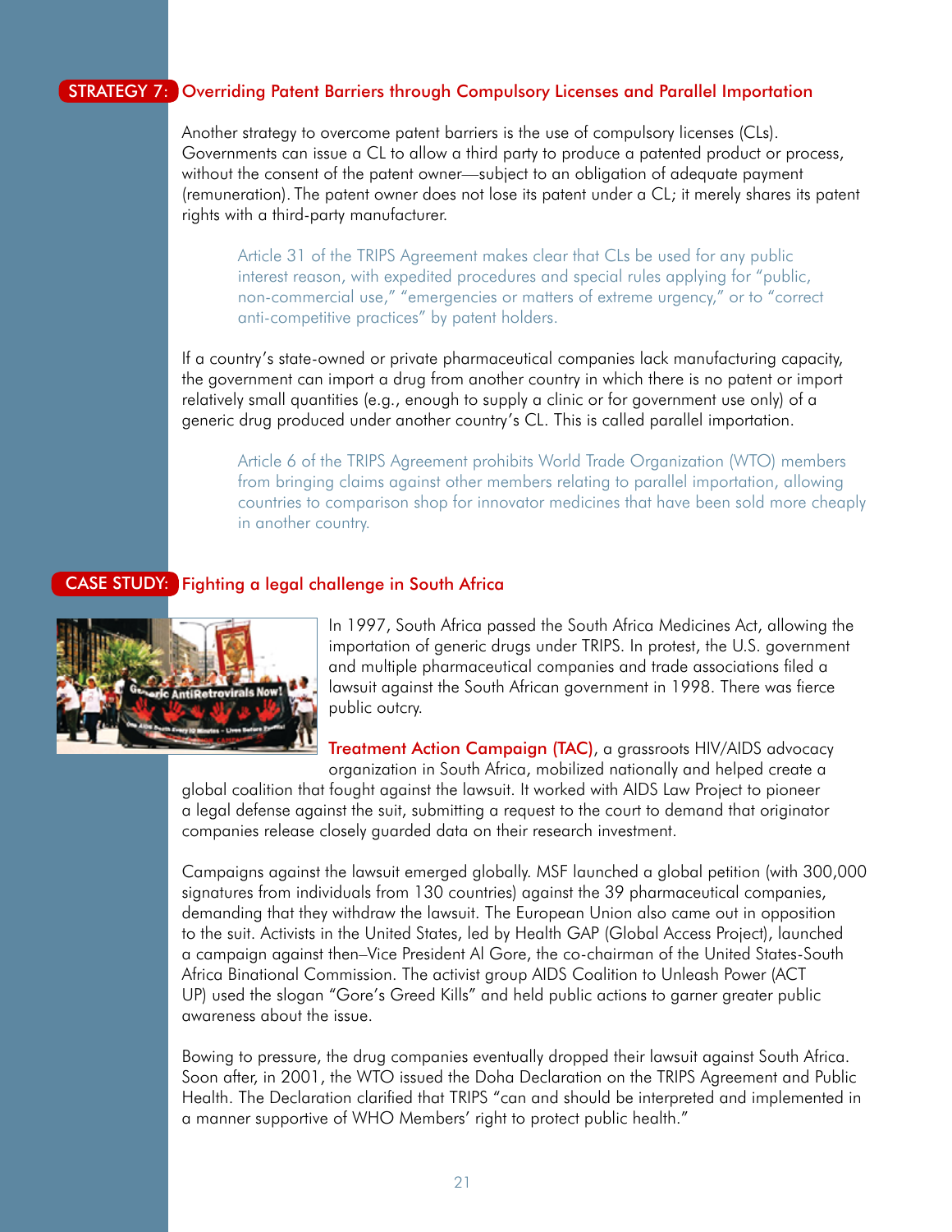## STRATEGY 7: Overriding Patent Barriers through Compulsory Licenses and Parallel Importation

Another strategy to overcome patent barriers is the use of compulsory licenses (CLs). Governments can issue a CL to allow a third party to produce a patented product or process, without the consent of the patent owner—subject to an obligation of adequate payment (remuneration). The patent owner does not lose its patent under a CL; it merely shares its patent rights with a third-party manufacturer.

> Article 31 of the TRIPS Agreement makes clear that CLs be used for any public interest reason, with expedited procedures and special rules applying for "public, non-commercial use," "emergencies or matters of extreme urgency," or to "correct anti-competitive practices" by patent holders.

If a country's state-owned or private pharmaceutical companies lack manufacturing capacity, the government can import a drug from another country in which there is no patent or import relatively small quantities (e.g., enough to supply a clinic or for government use only) of a generic drug produced under another country's CL. This is called parallel importation.

> Article 6 of the TRIPS Agreement prohibits World Trade Organization (WTO) members from bringing claims against other members relating to parallel importation, allowing countries to comparison shop for innovator medicines that have been sold more cheaply in another country.

## CASE STUDY: Fighting a legal challenge in South Africa

In 1997, South Africa passed the South Africa Medicines Act, allowing the importation of generic drugs under TRIPS. In protest, the U.S. government and multiple pharmaceutical companies and trade associations filed a lawsuit against the South African government in 1998. There was fierce public outcry.

Treatment Action Campaign (TAC), a grassroots HIV/AIDS advocacy organization in South Africa, mobilized nationally and helped create a global coalition that fought against the lawsuit. It worked with AIDS Law Project to pioneer a legal defense against the suit, submitting a request to the court to demand that originator companies release closely guarded data on their research investment.

Campaigns against the lawsuit emerged globally. MSF launched a global petition (with 300,000 signatures from individuals from 130 countries) against the 39 pharmaceutical companies, demanding that they withdraw the lawsuit. The European Union also came out in opposition to the suit. Activists in the United States, led by Health GAP (Global Access Project), launched a campaign against then–Vice President Al Gore, the co-chairman of the United States-South Africa Binational Commission. The activist group AIDS Coalition to Unleash Power (ACT UP) used the slogan "Gore's Greed Kills" and held public actions to garner greater public awareness about the issue.

Bowing to pressure, the drug companies eventually dropped their lawsuit against South Africa. Soon after, in 2001, the WTO issued the Doha Declaration on the TRIPS Agreement and Public Health. The Declaration clarified that TRIPS "can and should be interpreted and implemented in a manner supportive of WHO Members' right to protect public health."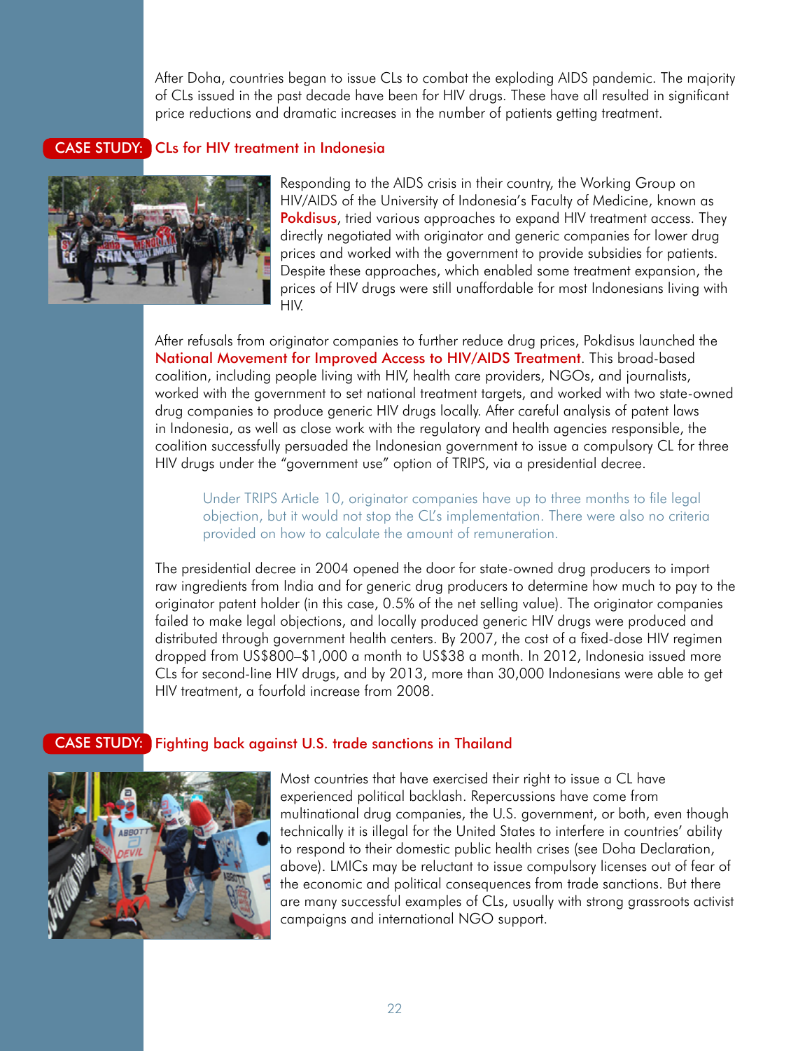After Doha, countries began to issue CLs to combat the exploding AIDS pandemic. The majority of CLs issued in the past decade have been for HIV drugs. These have all resulted in significant price reductions and dramatic increases in the number of patients getting treatment.

## CASE STUDY: CLs for HIV treatment in Indonesia

Responding to the AIDS crisis in their country, the Working Group on HIV/AIDS of the University of Indonesia's Faculty of Medicine, known as Pokdisus, tried various approaches to expand HIV treatment access. They directly negotiated with originator and generic companies for lower drug prices and worked with the government to provide subsidies for patients. Despite these approaches, which enabled some treatment expansion, the prices of HIV drugs were still unaffordable for most Indonesians living with HIV.

After refusals from originator companies to further reduce drug prices, Pokdisus launched the National Movement for Improved Access to HIV/AIDS Treatment. This broad-based coalition, including people living with HIV, health care providers, NGOs, and journalists, worked with the government to set national treatment targets, and worked with two state-owned drug companies to produce generic HIV drugs locally. After careful analysis of patent laws in Indonesia, as well as close work with the regulatory and health agencies responsible, the coalition successfully persuaded the Indonesian government to issue a compulsory CL for three HIV drugs under the "government use" option of TRIPS, via a presidential decree.

> Under TRIPS Article 10, originator companies have up to three months to file legal objection, but it would not stop the CL's implementation. There were also no criteria provided on how to calculate the amount of remuneration.

The presidential decree in 2004 opened the door for state-owned drug producers to import raw ingredients from India and for generic drug producers to determine how much to pay to the originator patent holder (in this case, 0.5% of the net selling value). The originator companies failed to make legal objections, and locally produced generic HIV drugs were produced and distributed through government health centers. By 2007, the cost of a fixed-dose HIV regimen dropped from US$800–$1,000 a month to US$38 a month. In 2012, Indonesia issued more CLs for second-line HIV drugs, and by 2013, more than 30,000 Indonesians were able to get HIV treatment, a fourfold increase from 2008.

## CASE STUDY: Fighting back against U.S. trade sanctions in Thailand

Most countries that have exercised their right to issue a CL have experienced political backlash. Repercussions have come from multinational drug companies, the U.S. government, or both, even though technically it is illegal for the United States to interfere in countries' ability to respond to their domestic public health crises (see Doha Declaration, above). LMICs may be reluctant to issue compulsory licenses out of fear of the economic and political consequences from trade sanctions. But there are many successful examples of CLs, usually with strong grassroots activist campaigns and international NGO support.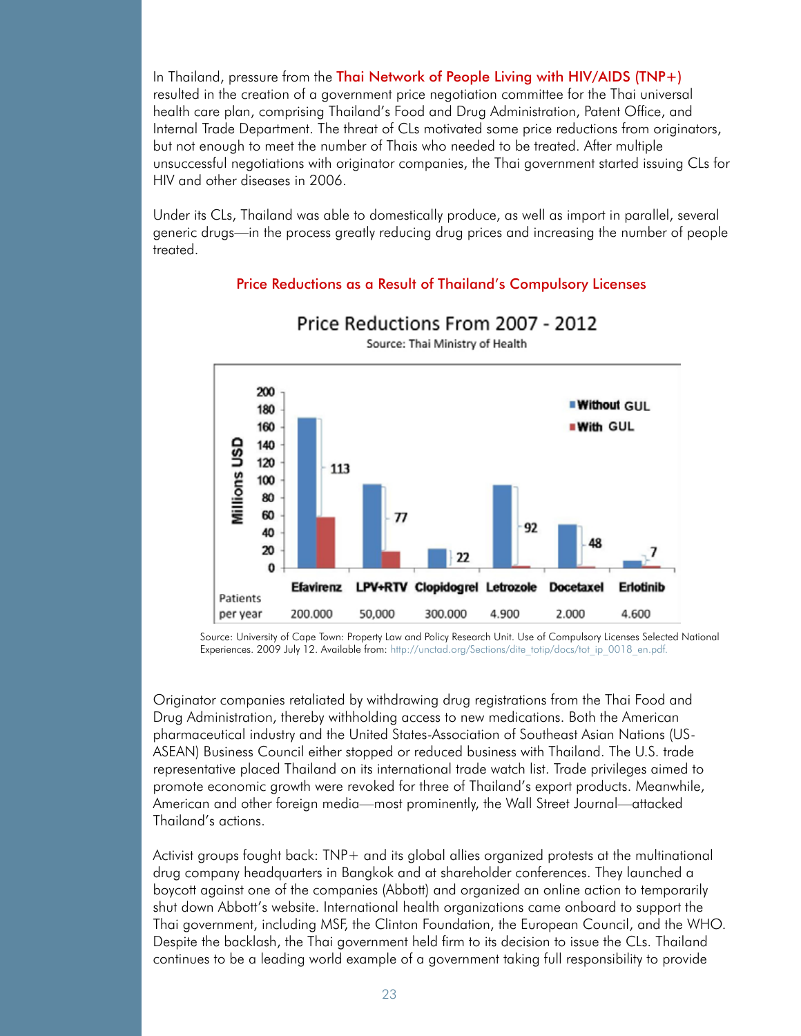In Thailand, pressure from the Thai Network of People Living with HIV/AIDS (TNP+) resulted in the creation of a government price negotiation committee for the Thai universal health care plan, comprising Thailand's Food and Drug Administration, Patent Office, and Internal Trade Department. The threat of CLs motivated some price reductions from originators, but not enough to meet the number of Thais who needed to be treated. After multiple unsuccessful negotiations with originator companies, the Thai government started issuing CLs for HIV and other diseases in 2006.

Under its CLs, Thailand was able to domestically produce, as well as import in parallel, several generic drugs—in the process greatly reducing drug prices and increasing the number of people treated.

### Price Reductions as a Result of Thailand's Compulsory Licenses

**Price Reductions From 2007 - 2012**

Source: Thai Ministry of Health

| | Efavirenz | LPV+RTV | Clopidogrel | Letrozole | Docetaxel | Erlotinib |
|---|---|---|---|---|---|---|
| Price reduction (Millions USD, Without GUL vs. With GUL) | 113 | 77 | 22 | 92 | 48 | 7 |
| Patients per year | 200.000 | 50,000 | 300.000 | 4.900 | 2.000 | 4.600 |

Source: University of Cape Town: Property Law and Policy Research Unit. Use of Compulsory Licenses Selected National Experiences. 2009 July 12. Available from: http://unctad.org/Sections/dite_totip/docs/tot_ip_0018_en.pdf.

Originator companies retaliated by withdrawing drug registrations from the Thai Food and Drug Administration, thereby withholding access to new medications. Both the American pharmaceutical industry and the United States-Association of Southeast Asian Nations (US-ASEAN) Business Council either stopped or reduced business with Thailand. The U.S. trade representative placed Thailand on its international trade watch list. Trade privileges aimed to promote economic growth were revoked for three of Thailand's export products. Meanwhile, American and other foreign media—most prominently, the Wall Street Journal—attacked Thailand's actions.

Activist groups fought back: TNP+ and its global allies organized protests at the multinational drug company headquarters in Bangkok and at shareholder conferences. They launched a boycott against one of the companies (Abbott) and organized an online action to temporarily shut down Abbott's website. International health organizations came onboard to support the Thai government, including MSF, the Clinton Foundation, the European Council, and the WHO. Despite the backlash, the Thai government held firm to its decision to issue the CLs. Thailand continues to be a leading world example of a government taking full responsibility to provide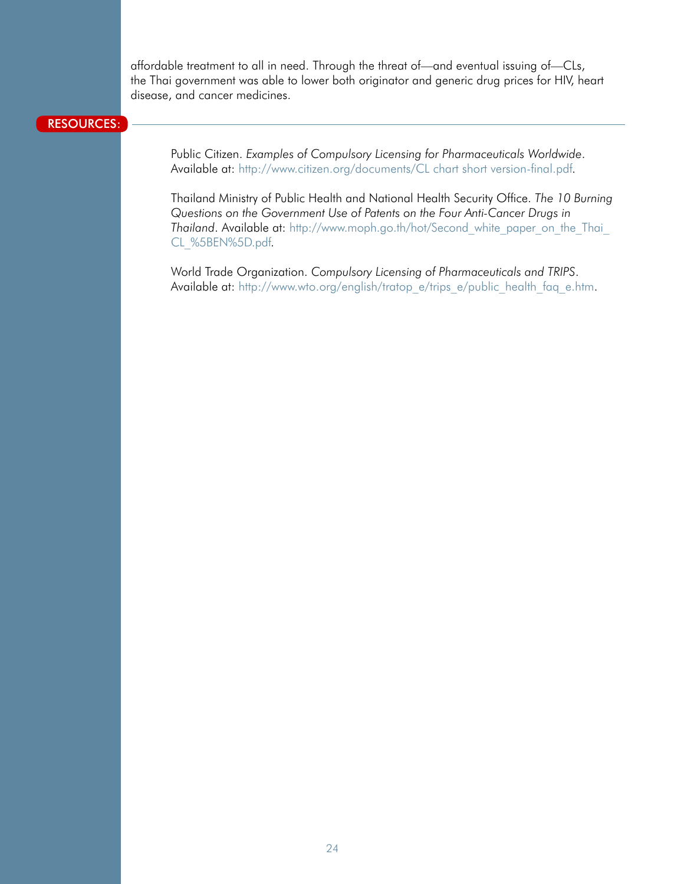affordable treatment to all in need. Through the threat of—and eventual issuing of—CLs, the Thai government was able to lower both originator and generic drug prices for HIV, heart disease, and cancer medicines.

**RESOURCES:**

Public Citizen. *Examples of Compulsory Licensing for Pharmaceuticals Worldwide*. Available at: http://www.citizen.org/documents/CL chart short version-final.pdf.

Thailand Ministry of Public Health and National Health Security Office. *The 10 Burning Questions on the Government Use of Patents on the Four Anti-Cancer Drugs in Thailand*. Available at: http://www.moph.go.th/hot/Second_white_paper_on_the_Thai_CL_%5BEN%5D.pdf.

World Trade Organization. *Compulsory Licensing of Pharmaceuticals and TRIPS*. Available at: http://www.wto.org/english/tratop_e/trips_e/public_health_faq_e.htm.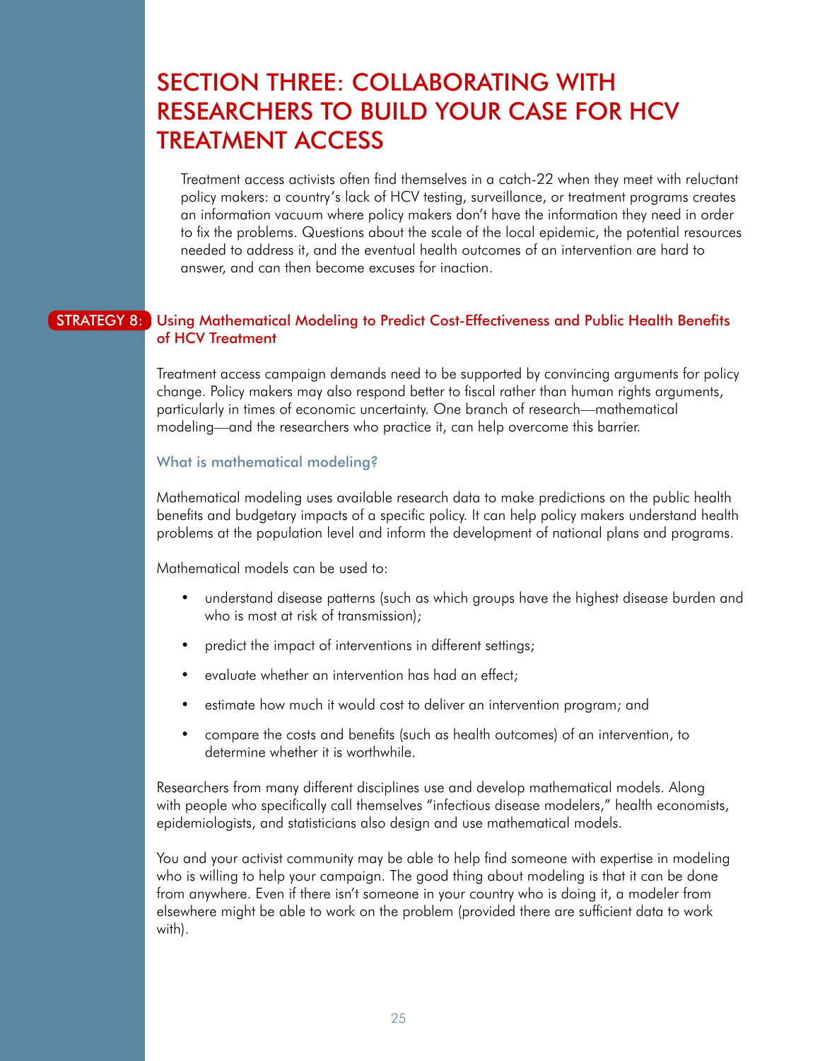# SECTION THREE: COLLABORATING WITH RESEARCHERS TO BUILD YOUR CASE FOR HCV TREATMENT ACCESS

Treatment access activists often find themselves in a catch-22 when they meet with reluctant policy makers: a country's lack of HCV testing, surveillance, or treatment programs creates an information vacuum where policy makers don't have the information they need in order to fix the problems. Questions about the scale of the local epidemic, the potential resources needed to address it, and the eventual health outcomes of an intervention are hard to answer, and can then become excuses for inaction.

## STRATEGY 8: Using Mathematical Modeling to Predict Cost-Effectiveness and Public Health Benefits of HCV Treatment

Treatment access campaign demands need to be supported by convincing arguments for policy change. Policy makers may also respond better to fiscal rather than human rights arguments, particularly in times of economic uncertainty. One branch of research—mathematical modeling—and the researchers who practice it, can help overcome this barrier.

### What is mathematical modeling?

Mathematical modeling uses available research data to make predictions on the public health benefits and budgetary impacts of a specific policy. It can help policy makers understand health problems at the population level and inform the development of national plans and programs.

Mathematical models can be used to:

- understand disease patterns (such as which groups have the highest disease burden and who is most at risk of transmission);
- predict the impact of interventions in different settings;
- evaluate whether an intervention has had an effect;
- estimate how much it would cost to deliver an intervention program; and
- compare the costs and benefits (such as health outcomes) of an intervention, to determine whether it is worthwhile.

Researchers from many different disciplines use and develop mathematical models. Along with people who specifically call themselves "infectious disease modelers," health economists, epidemiologists, and statisticians also design and use mathematical models.

You and your activist community may be able to help find someone with expertise in modeling who is willing to help your campaign. The good thing about modeling is that it can be done from anywhere. Even if there isn't someone in your country who is doing it, a modeler from elsewhere might be able to work on the problem (provided there are sufficient data to work with).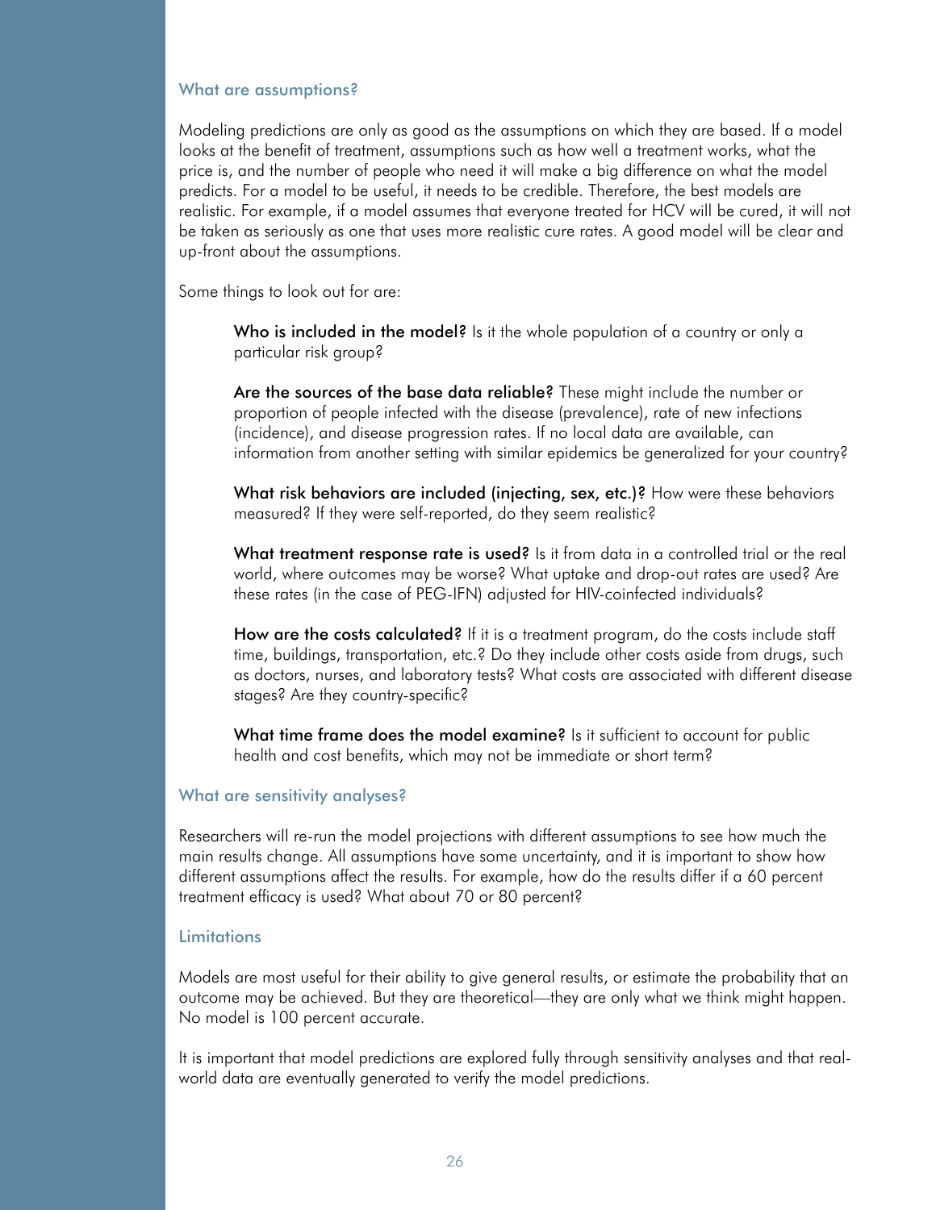## What are assumptions?

Modeling predictions are only as good as the assumptions on which they are based. If a model looks at the benefit of treatment, assumptions such as how well a treatment works, what the price is, and the number of people who need it will make a big difference on what the model predicts. For a model to be useful, it needs to be credible. Therefore, the best models are realistic. For example, if a model assumes that everyone treated for HCV will be cured, it will not be taken as seriously as one that uses more realistic cure rates. A good model will be clear and up-front about the assumptions.

Some things to look out for are:

**Who is included in the model?** Is it the whole population of a country or only a particular risk group?

**Are the sources of the base data reliable?** These might include the number or proportion of people infected with the disease (prevalence), rate of new infections (incidence), and disease progression rates. If no local data are available, can information from another setting with similar epidemics be generalized for your country?

**What risk behaviors are included (injecting, sex, etc.)?** How were these behaviors measured? If they were self-reported, do they seem realistic?

**What treatment response rate is used?** Is it from data in a controlled trial or the real world, where outcomes may be worse? What uptake and drop-out rates are used? Are these rates (in the case of PEG-IFN) adjusted for HIV-coinfected individuals?

**How are the costs calculated?** If it is a treatment program, do the costs include staff time, buildings, transportation, etc.? Do they include other costs aside from drugs, such as doctors, nurses, and laboratory tests? What costs are associated with different disease stages? Are they country-specific?

**What time frame does the model examine?** Is it sufficient to account for public health and cost benefits, which may not be immediate or short term?

## What are sensitivity analyses?

Researchers will re-run the model projections with different assumptions to see how much the main results change. All assumptions have some uncertainty, and it is important to show how different assumptions affect the results. For example, how do the results differ if a 60 percent treatment efficacy is used? What about 70 or 80 percent?

## Limitations

Models are most useful for their ability to give general results, or estimate the probability that an outcome may be achieved. But they are theoretical—they are only what we think might happen. No model is 100 percent accurate.

It is important that model predictions are explored fully through sensitivity analyses and that real-world data are eventually generated to verify the model predictions.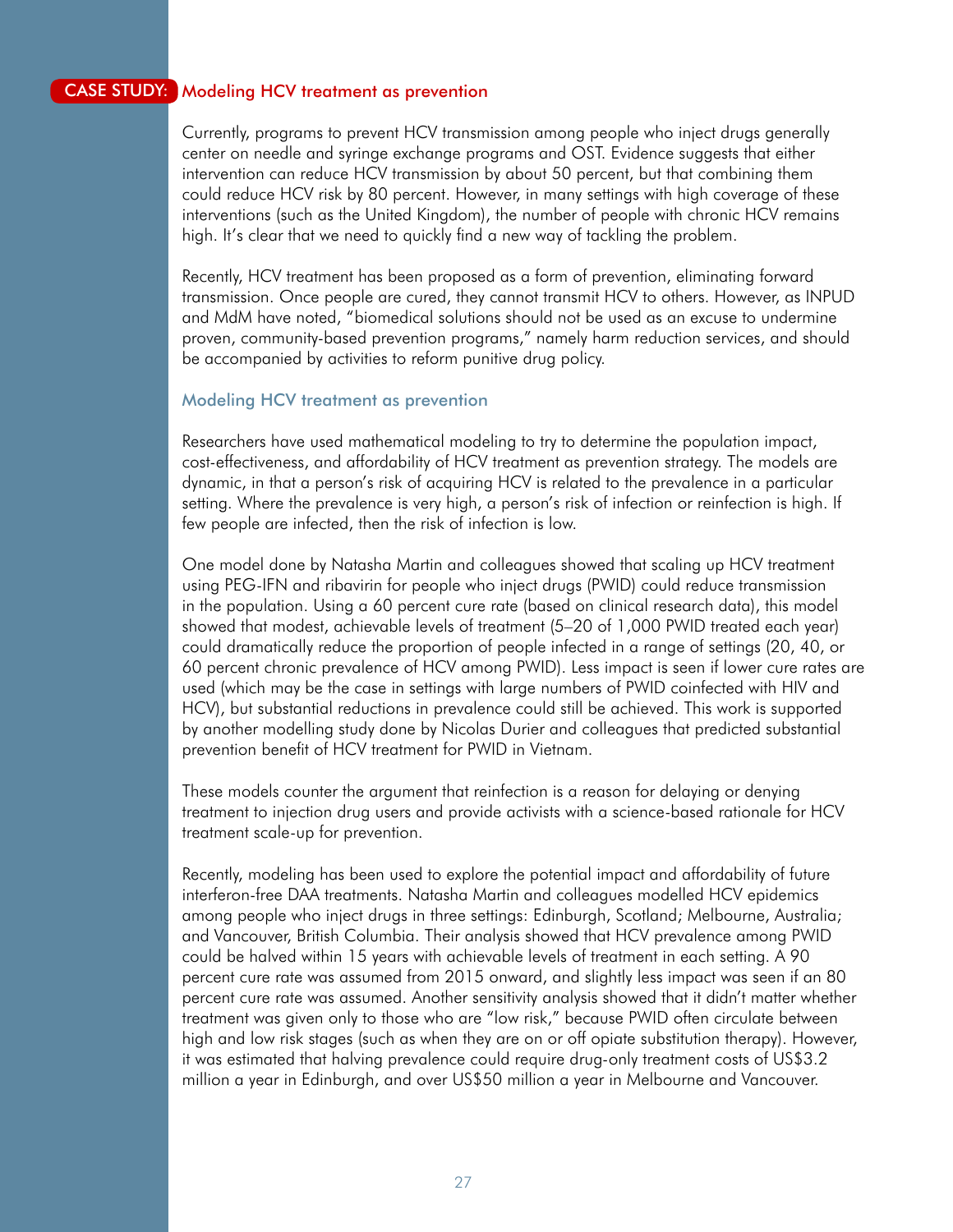## CASE STUDY: Modeling HCV treatment as prevention

Currently, programs to prevent HCV transmission among people who inject drugs generally center on needle and syringe exchange programs and OST. Evidence suggests that either intervention can reduce HCV transmission by about 50 percent, but that combining them could reduce HCV risk by 80 percent. However, in many settings with high coverage of these interventions (such as the United Kingdom), the number of people with chronic HCV remains high. It's clear that we need to quickly find a new way of tackling the problem.

Recently, HCV treatment has been proposed as a form of prevention, eliminating forward transmission. Once people are cured, they cannot transmit HCV to others. However, as INPUD and MdM have noted, "biomedical solutions should not be used as an excuse to undermine proven, community-based prevention programs," namely harm reduction services, and should be accompanied by activities to reform punitive drug policy.

### Modeling HCV treatment as prevention

Researchers have used mathematical modeling to try to determine the population impact, cost-effectiveness, and affordability of HCV treatment as prevention strategy. The models are dynamic, in that a person's risk of acquiring HCV is related to the prevalence in a particular setting. Where the prevalence is very high, a person's risk of infection or reinfection is high. If few people are infected, then the risk of infection is low.

One model done by Natasha Martin and colleagues showed that scaling up HCV treatment using PEG-IFN and ribavirin for people who inject drugs (PWID) could reduce transmission in the population. Using a 60 percent cure rate (based on clinical research data), this model showed that modest, achievable levels of treatment (5–20 of 1,000 PWID treated each year) could dramatically reduce the proportion of people infected in a range of settings (20, 40, or 60 percent chronic prevalence of HCV among PWID). Less impact is seen if lower cure rates are used (which may be the case in settings with large numbers of PWID coinfected with HIV and HCV), but substantial reductions in prevalence could still be achieved. This work is supported by another modelling study done by Nicolas Durier and colleagues that predicted substantial prevention benefit of HCV treatment for PWID in Vietnam.

These models counter the argument that reinfection is a reason for delaying or denying treatment to injection drug users and provide activists with a science-based rationale for HCV treatment scale-up for prevention.

Recently, modeling has been used to explore the potential impact and affordability of future interferon-free DAA treatments. Natasha Martin and colleagues modelled HCV epidemics among people who inject drugs in three settings: Edinburgh, Scotland; Melbourne, Australia; and Vancouver, British Columbia. Their analysis showed that HCV prevalence among PWID could be halved within 15 years with achievable levels of treatment in each setting. A 90 percent cure rate was assumed from 2015 onward, and slightly less impact was seen if an 80 percent cure rate was assumed. Another sensitivity analysis showed that it didn't matter whether treatment was given only to those who are "low risk," because PWID often circulate between high and low risk stages (such as when they are on or off opiate substitution therapy). However, it was estimated that halving prevalence could require drug-only treatment costs of US$3.2 million a year in Edinburgh, and over US$50 million a year in Melbourne and Vancouver.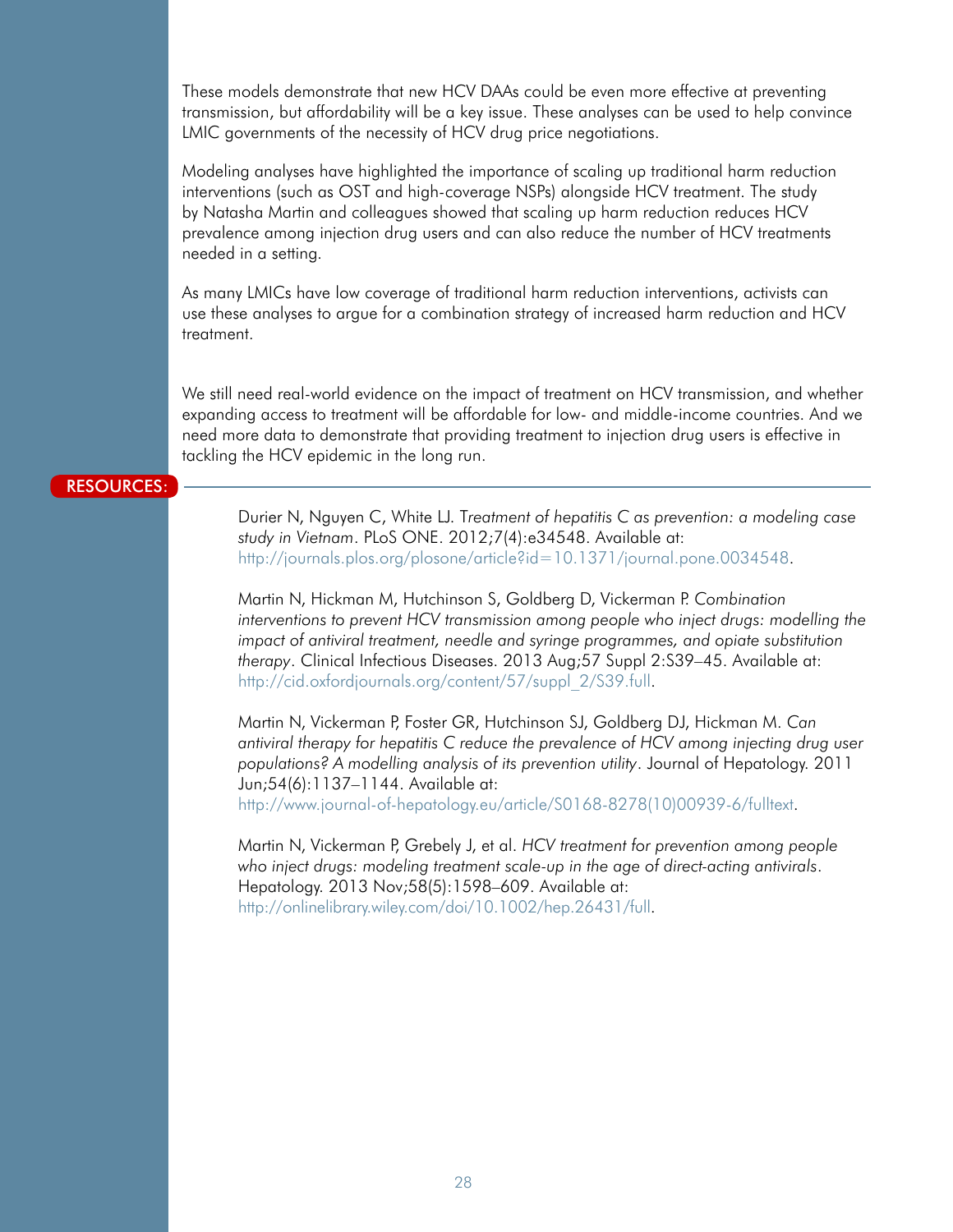These models demonstrate that new HCV DAAs could be even more effective at preventing transmission, but affordability will be a key issue. These analyses can be used to help convince LMIC governments of the necessity of HCV drug price negotiations.

Modeling analyses have highlighted the importance of scaling up traditional harm reduction interventions (such as OST and high-coverage NSPs) alongside HCV treatment. The study by Natasha Martin and colleagues showed that scaling up harm reduction reduces HCV prevalence among injection drug users and can also reduce the number of HCV treatments needed in a setting.

As many LMICs have low coverage of traditional harm reduction interventions, activists can use these analyses to argue for a combination strategy of increased harm reduction and HCV treatment.

We still need real-world evidence on the impact of treatment on HCV transmission, and whether expanding access to treatment will be affordable for low- and middle-income countries. And we need more data to demonstrate that providing treatment to injection drug users is effective in tackling the HCV epidemic in the long run.

## RESOURCES:

Durier N, Nguyen C, White LJ. *Treatment of hepatitis C as prevention: a modeling case study in Vietnam*. PLoS ONE. 2012;7(4):e34548. Available at: http://journals.plos.org/plosone/article?id=10.1371/journal.pone.0034548.

Martin N, Hickman M, Hutchinson S, Goldberg D, Vickerman P. *Combination interventions to prevent HCV transmission among people who inject drugs: modelling the impact of antiviral treatment, needle and syringe programmes, and opiate substitution therapy*. Clinical Infectious Diseases. 2013 Aug;57 Suppl 2:S39–45. Available at: http://cid.oxfordjournals.org/content/57/suppl_2/S39.full.

Martin N, Vickerman P, Foster GR, Hutchinson SJ, Goldberg DJ, Hickman M. *Can antiviral therapy for hepatitis C reduce the prevalence of HCV among injecting drug user populations? A modelling analysis of its prevention utility*. Journal of Hepatology. 2011 Jun;54(6):1137–1144. Available at: http://www.journal-of-hepatology.eu/article/S0168-8278(10)00939-6/fulltext.

Martin N, Vickerman P, Grebely J, et al. *HCV treatment for prevention among people who inject drugs: modeling treatment scale-up in the age of direct-acting antivirals*. Hepatology. 2013 Nov;58(5):1598–609. Available at: http://onlinelibrary.wiley.com/doi/10.1002/hep.26431/full.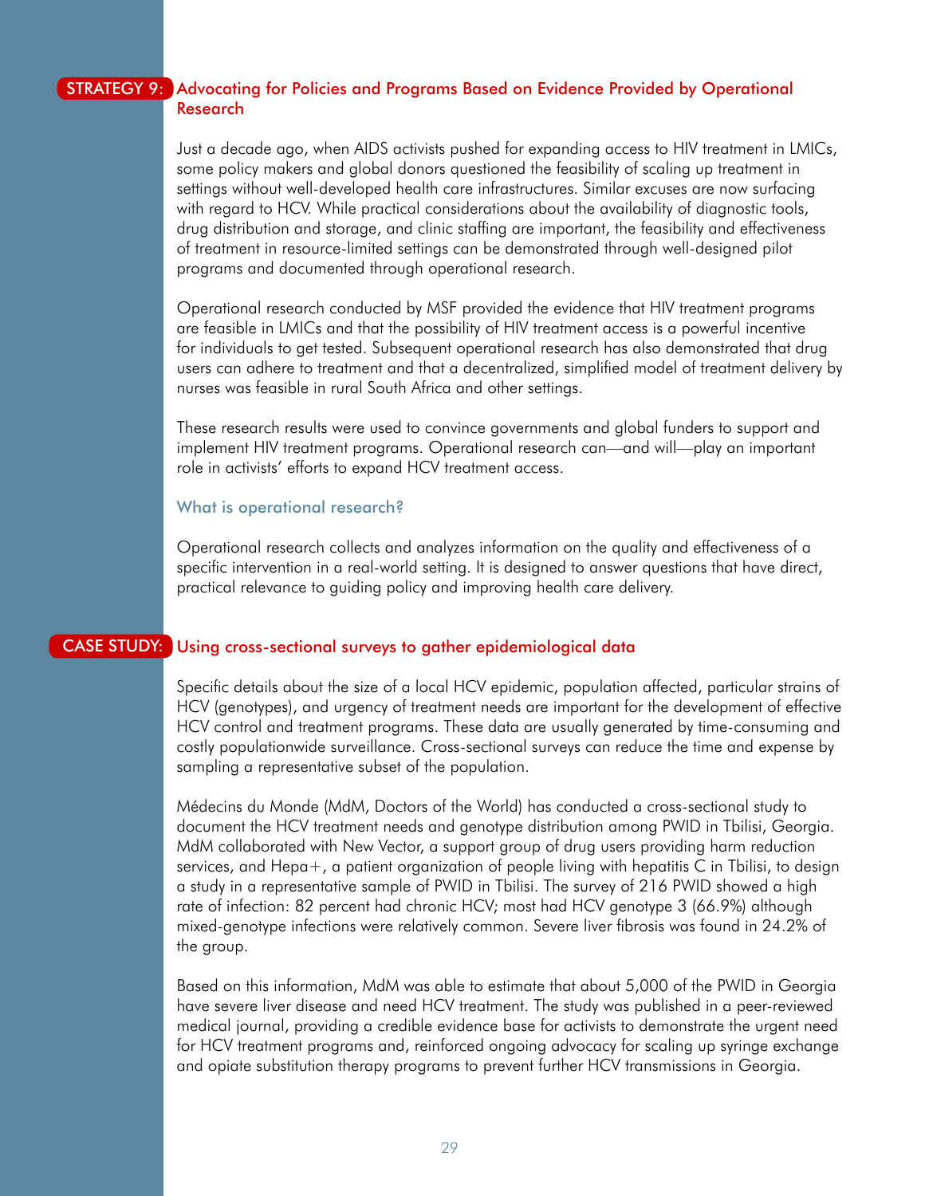## STRATEGY 9: Advocating for Policies and Programs Based on Evidence Provided by Operational Research

Just a decade ago, when AIDS activists pushed for expanding access to HIV treatment in LMICs, some policy makers and global donors questioned the feasibility of scaling up treatment in settings without well-developed health care infrastructures. Similar excuses are now surfacing with regard to HCV. While practical considerations about the availability of diagnostic tools, drug distribution and storage, and clinic staffing are important, the feasibility and effectiveness of treatment in resource-limited settings can be demonstrated through well-designed pilot programs and documented through operational research.

Operational research conducted by MSF provided the evidence that HIV treatment programs are feasible in LMICs and that the possibility of HIV treatment access is a powerful incentive for individuals to get tested. Subsequent operational research has also demonstrated that drug users can adhere to treatment and that a decentralized, simplified model of treatment delivery by nurses was feasible in rural South Africa and other settings.

These research results were used to convince governments and global funders to support and implement HIV treatment programs. Operational research can—and will—play an important role in activists' efforts to expand HCV treatment access.

### What is operational research?

Operational research collects and analyzes information on the quality and effectiveness of a specific intervention in a real-world setting. It is designed to answer questions that have direct, practical relevance to guiding policy and improving health care delivery.

## CASE STUDY: Using cross-sectional surveys to gather epidemiological data

Specific details about the size of a local HCV epidemic, population affected, particular strains of HCV (genotypes), and urgency of treatment needs are important for the development of effective HCV control and treatment programs. These data are usually generated by time-consuming and costly populationwide surveillance. Cross-sectional surveys can reduce the time and expense by sampling a representative subset of the population.

Médecins du Monde (MdM, Doctors of the World) has conducted a cross-sectional study to document the HCV treatment needs and genotype distribution among PWID in Tbilisi, Georgia. MdM collaborated with New Vector, a support group of drug users providing harm reduction services, and Hepa+, a patient organization of people living with hepatitis C in Tbilisi, to design a study in a representative sample of PWID in Tbilisi. The survey of 216 PWID showed a high rate of infection: 82 percent had chronic HCV; most had HCV genotype 3 (66.9%) although mixed-genotype infections were relatively common. Severe liver fibrosis was found in 24.2% of the group.

Based on this information, MdM was able to estimate that about 5,000 of the PWID in Georgia have severe liver disease and need HCV treatment. The study was published in a peer-reviewed medical journal, providing a credible evidence base for activists to demonstrate the urgent need for HCV treatment programs and, reinforced ongoing advocacy for scaling up syringe exchange and opiate substitution therapy programs to prevent further HCV transmissions in Georgia.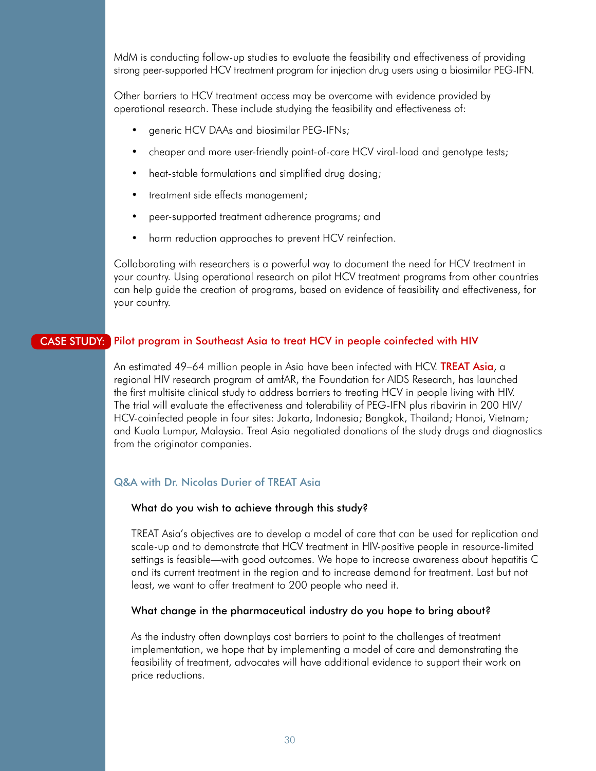MdM is conducting follow-up studies to evaluate the feasibility and effectiveness of providing strong peer-supported HCV treatment program for injection drug users using a biosimilar PEG-IFN.

Other barriers to HCV treatment access may be overcome with evidence provided by operational research. These include studying the feasibility and effectiveness of:

- generic HCV DAAs and biosimilar PEG-IFNs;
- cheaper and more user-friendly point-of-care HCV viral-load and genotype tests;
- heat-stable formulations and simplified drug dosing;
- treatment side effects management;
- peer-supported treatment adherence programs; and
- harm reduction approaches to prevent HCV reinfection.

Collaborating with researchers is a powerful way to document the need for HCV treatment in your country. Using operational research on pilot HCV treatment programs from other countries can help guide the creation of programs, based on evidence of feasibility and effectiveness, for your country.

## CASE STUDY: Pilot program in Southeast Asia to treat HCV in people coinfected with HIV

An estimated 49–64 million people in Asia have been infected with HCV. TREAT Asia, a regional HIV research program of amfAR, the Foundation for AIDS Research, has launched the first multisite clinical study to address barriers to treating HCV in people living with HIV. The trial will evaluate the effectiveness and tolerability of PEG-IFN plus ribavirin in 200 HIV/HCV-coinfected people in four sites: Jakarta, Indonesia; Bangkok, Thailand; Hanoi, Vietnam; and Kuala Lumpur, Malaysia. Treat Asia negotiated donations of the study drugs and diagnostics from the originator companies.

### Q&A with Dr. Nicolas Durier of TREAT Asia

**What do you wish to achieve through this study?**

TREAT Asia's objectives are to develop a model of care that can be used for replication and scale-up and to demonstrate that HCV treatment in HIV-positive people in resource-limited settings is feasible—with good outcomes. We hope to increase awareness about hepatitis C and its current treatment in the region and to increase demand for treatment. Last but not least, we want to offer treatment to 200 people who need it.

**What change in the pharmaceutical industry do you hope to bring about?**

As the industry often downplays cost barriers to point to the challenges of treatment implementation, we hope that by implementing a model of care and demonstrating the feasibility of treatment, advocates will have additional evidence to support their work on price reductions.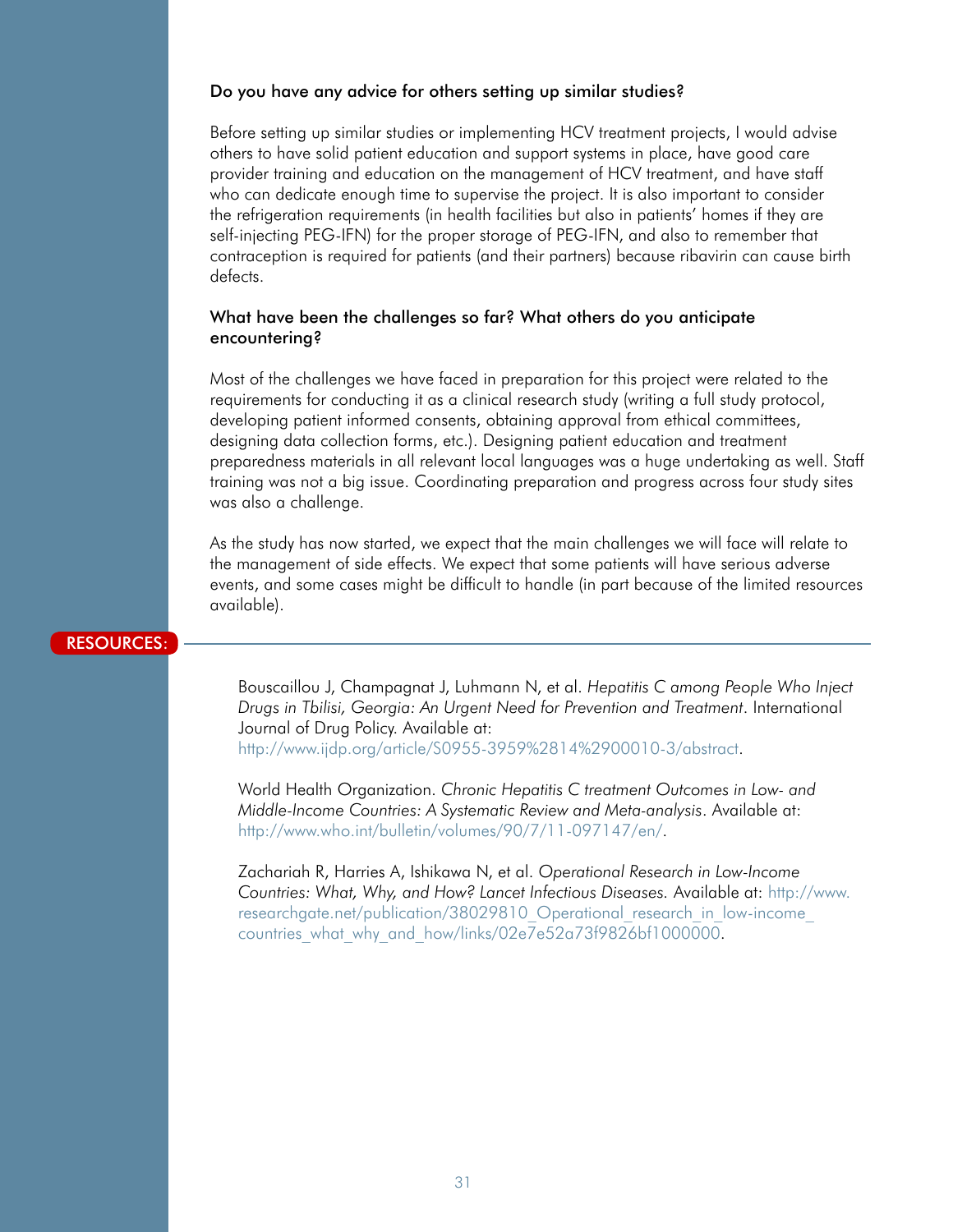### Do you have any advice for others setting up similar studies?

Before setting up similar studies or implementing HCV treatment projects, I would advise others to have solid patient education and support systems in place, have good care provider training and education on the management of HCV treatment, and have staff who can dedicate enough time to supervise the project. It is also important to consider the refrigeration requirements (in health facilities but also in patients' homes if they are self-injecting PEG-IFN) for the proper storage of PEG-IFN, and also to remember that contraception is required for patients (and their partners) because ribavirin can cause birth defects.

### What have been the challenges so far? What others do you anticipate encountering?

Most of the challenges we have faced in preparation for this project were related to the requirements for conducting it as a clinical research study (writing a full study protocol, developing patient informed consents, obtaining approval from ethical committees, designing data collection forms, etc.). Designing patient education and treatment preparedness materials in all relevant local languages was a huge undertaking as well. Staff training was not a big issue. Coordinating preparation and progress across four study sites was also a challenge.

As the study has now started, we expect that the main challenges we will face will relate to the management of side effects. We expect that some patients will have serious adverse events, and some cases might be difficult to handle (in part because of the limited resources available).

## RESOURCES:

Bouscaillou J, Champagnat J, Luhmann N, et al. *Hepatitis C among People Who Inject Drugs in Tbilisi, Georgia: An Urgent Need for Prevention and Treatment*. International Journal of Drug Policy. Available at: http://www.ijdp.org/article/S0955-3959%2814%2900010-3/abstract.

World Health Organization. *Chronic Hepatitis C treatment Outcomes in Low- and Middle-Income Countries: A Systematic Review and Meta-analysis*. Available at: http://www.who.int/bulletin/volumes/90/7/11-097147/en/.

Zachariah R, Harries A, Ishikawa N, et al. *Operational Research in Low-Income Countries: What, Why, and How? Lancet Infectious Diseases.* Available at: http://www.researchgate.net/publication/38029810_Operational_research_in_low-income_countries_what_why_and_how/links/02e7e52a73f9826bf1000000.